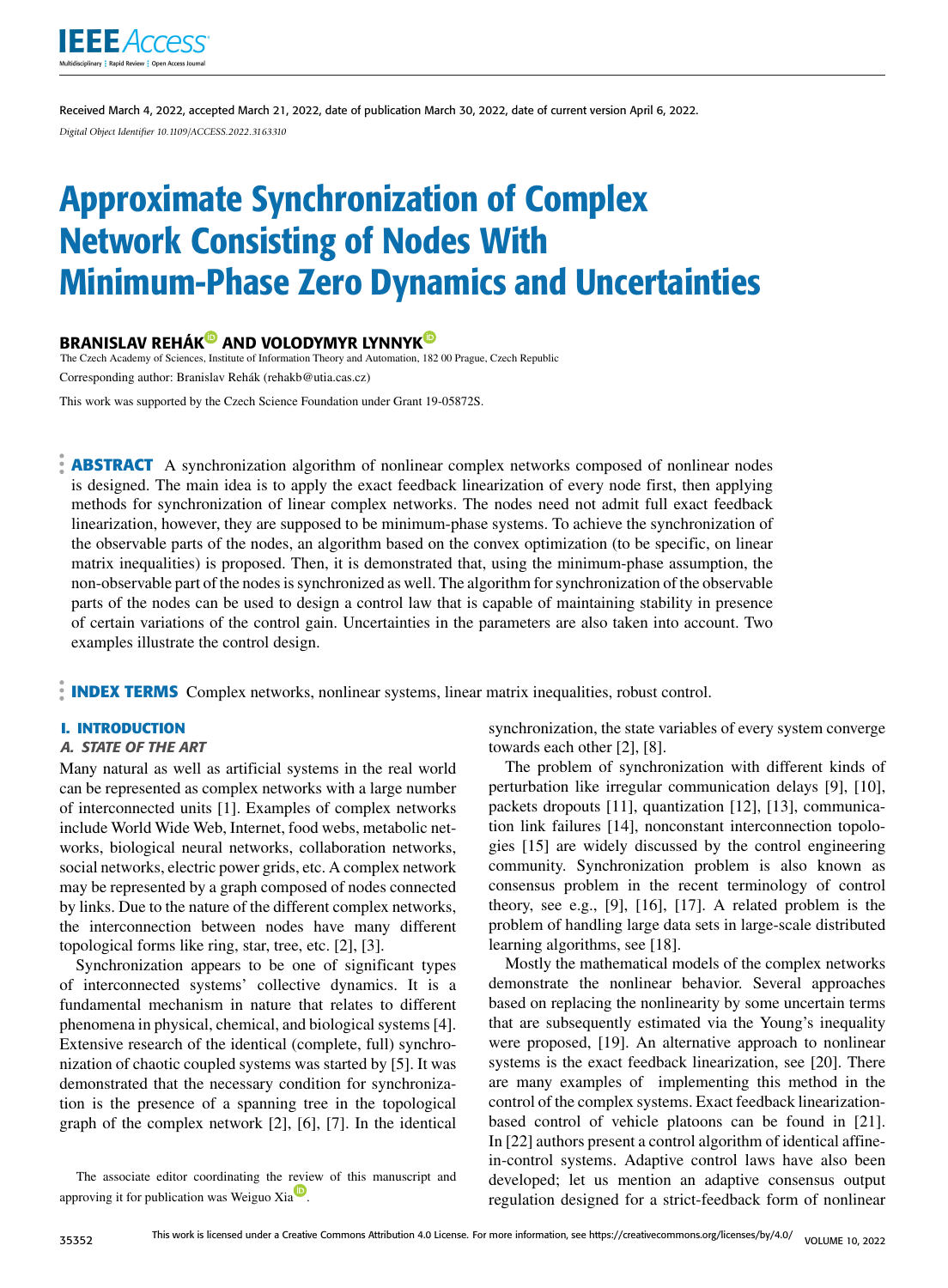Received March 4, 2022, accepted March 21, 2022, date of publication March 30, 2022, date of current version April 6, 2022.

*Digital Object Identifier 10.1109/ACCESS.2022.3163310*

# Approximate Synchronization of Complex Network Consisting of Nodes With Minimum-Phase Zero Dynamics and Uncertainties

**BRANISLAV REHÁK AND VOLODYMYR LYNNYK**

The Czech Academy of Sciences, Institute of Information Theory and Automation, 182 00 Prague, Czech Republic

Corresponding author: Branislav Rehák (rehakb@utia.cas.cz)

This work was supported by the Czech Science Foundation under Grant 19-05872S.

**ABSTRACT** A synchronization algorithm of nonlinear complex networks composed of nonlinear nodes is designed. The main idea is to apply the exact feedback linearization of every node first, then applying methods for synchronization of linear complex networks. The nodes need not admit full exact feedback linearization, however, they are supposed to be minimum-phase systems. To achieve the synchronization of the observable parts of the nodes, an algorithm based on the convex optimization (to be specific, on linear matrix inequalities) is proposed. Then, it is demonstrated that, using the minimum-phase assumption, the non-observable part of the nodes is synchronized as well. The algorithm for synchronization of the observable parts of the nodes can be used to design a control law that is capable of maintaining stability in presence of certain variations of the control gain. Uncertainties in the parameters are also taken into account. Two examples illustrate the control design.

**INDEX TERMS** Complex networks, nonlinear systems, linear matrix inequalities, robust control.

## I. INTRODUCTION

### A. STATE OF THE ART

Many natural as well as artificial systems in the real world can be represented as complex networks with a large number of interconnected units [1]. Examples of complex networks include World Wide Web, Internet, food webs, metabolic networks, biological neural networks, collaboration networks, social networks, electric power grids, etc. A complex network may be represented by a graph composed of nodes connected by links. Due to the nature of the different complex networks, the interconnection between nodes have many different topological forms like ring, star, tree, etc. [2], [3].

Synchronization appears to be one of significant types of interconnected systems' collective dynamics. It is a fundamental mechanism in nature that relates to different phenomena in physical, chemical, and biological systems [4]. Extensive research of the identical (complete, full) synchronization of chaotic coupled systems was started by [5]. It was demonstrated that the necessary condition for synchronization is the presence of a spanning tree in the topological graph of the complex network [2], [6], [7]. In the identical synchronization, the state variables of every system converge towards each other [2], [8].

The problem of synchronization with different kinds of perturbation like irregular communication delays [9], [10], packets dropouts [11], quantization [12], [13], communication link failures [14], nonconstant interconnection topologies [15] are widely discussed by the control engineering community. Synchronization problem is also known as consensus problem in the recent terminology of control theory, see e.g., [9], [16], [17]. A related problem is the problem of handling large data sets in large-scale distributed learning algorithms, see [18].

Mostly the mathematical models of the complex networks demonstrate the nonlinear behavior. Several approaches based on replacing the nonlinearity by some uncertain terms that are subsequently estimated via the Young's inequality were proposed, [19]. An alternative approach to nonlinear systems is the exact feedback linearization, see [20]. There are many examples of implementing this method in the control of the complex systems. Exact feedback linearization-based control of vehicle platoons can be found in [21]. In [22] authors present a control algorithm of identical affine-in-control systems. Adaptive control laws have also been developed; let us mention an adaptive consensus output regulation designed for a strict-feedback form of nonlinear

The associate editor coordinating the review of this manuscript and approving it for publication was Weiguo Xia.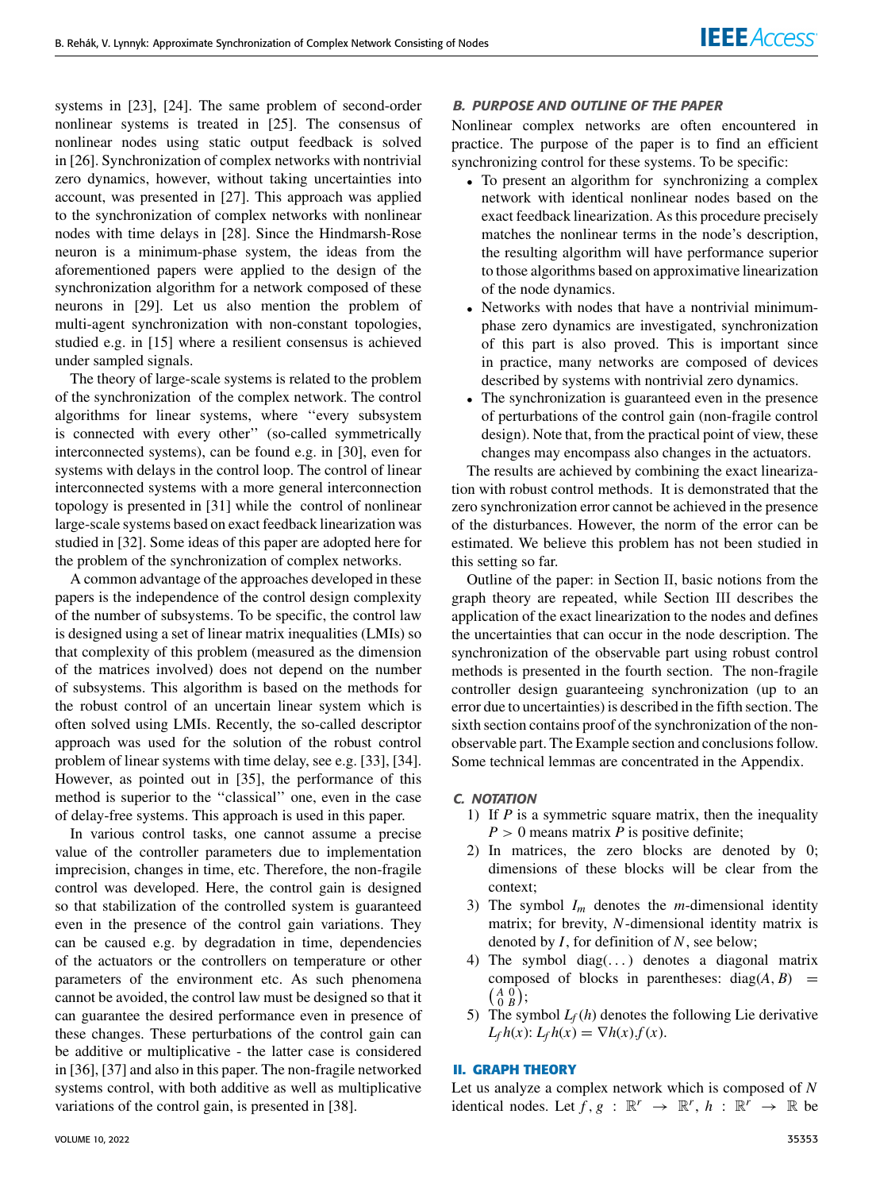systems in [23], [24]. The same problem of second-order nonlinear systems is treated in [25]. The consensus of nonlinear nodes using static output feedback is solved in [26]. Synchronization of complex networks with nontrivial zero dynamics, however, without taking uncertainties into account, was presented in [27]. This approach was applied to the synchronization of complex networks with nonlinear nodes with time delays in [28]. Since the Hindmarsh-Rose neuron is a minimum-phase system, the ideas from the aforementioned papers were applied to the design of the synchronization algorithm for a network composed of these neurons in [29]. Let us also mention the problem of multi-agent synchronization with non-constant topologies, studied e.g. in [15] where a resilient consensus is achieved under sampled signals.

The theory of large-scale systems is related to the problem of the synchronization of the complex network. The control algorithms for linear systems, where "every subsystem is connected with every other" (so-called symmetrically interconnected systems), can be found e.g. in [30], even for systems with delays in the control loop. The control of linear interconnected systems with a more general interconnection topology is presented in [31] while the control of nonlinear large-scale systems based on exact feedback linearization was studied in [32]. Some ideas of this paper are adopted here for the problem of the synchronization of complex networks.

A common advantage of the approaches developed in these papers is the independence of the control design complexity of the number of subsystems. To be specific, the control law is designed using a set of linear matrix inequalities (LMIs) so that complexity of this problem (measured as the dimension of the matrices involved) does not depend on the number of subsystems. This algorithm is based on the methods for the robust control of an uncertain linear system which is often solved using LMIs. Recently, the so-called descriptor approach was used for the solution of the robust control problem of linear systems with time delay, see e.g. [33], [34]. However, as pointed out in [35], the performance of this method is superior to the "classical" one, even in the case of delay-free systems. This approach is used in this paper.

In various control tasks, one cannot assume a precise value of the controller parameters due to implementation imprecision, changes in time, etc. Therefore, the non-fragile control was developed. Here, the control gain is designed so that stabilization of the controlled system is guaranteed even in the presence of the control gain variations. They can be caused e.g. by degradation in time, dependencies of the actuators or the controllers on temperature or other parameters of the environment etc. As such phenomena cannot be avoided, the control law must be designed so that it can guarantee the desired performance even in presence of these changes. These perturbations of the control gain can be additive or multiplicative - the latter case is considered in [36], [37] and also in this paper. The non-fragile networked systems control, with both additive as well as multiplicative variations of the control gain, is presented in [38].

### B. PURPOSE AND OUTLINE OF THE PAPER

Nonlinear complex networks are often encountered in practice. The purpose of the paper is to find an efficient synchronizing control for these systems. To be specific:

- To present an algorithm for synchronizing a complex network with identical nonlinear nodes based on the exact feedback linearization. As this procedure precisely matches the nonlinear terms in the node's description, the resulting algorithm will have performance superior to those algorithms based on approximative linearization of the node dynamics.
- Networks with nodes that have a nontrivial minimum-phase zero dynamics are investigated, synchronization of this part is also proved. This is important since in practice, many networks are composed of devices described by systems with nontrivial zero dynamics.
- The synchronization is guaranteed even in the presence of perturbations of the control gain (non-fragile control design). Note that, from the practical point of view, these changes may encompass also changes in the actuators.

The results are achieved by combining the exact linearization with robust control methods. It is demonstrated that the zero synchronization error cannot be achieved in the presence of the disturbances. However, the norm of the error can be estimated. We believe this problem has not been studied in this setting so far.

Outline of the paper: in Section II, basic notions from the graph theory are repeated, while Section III describes the application of the exact linearization to the nodes and defines the uncertainties that can occur in the node description. The synchronization of the observable part using robust control methods is presented in the fourth section. The non-fragile controller design guaranteeing synchronization (up to an error due to uncertainties) is described in the fifth section. The sixth section contains proof of the synchronization of the non-observable part. The Example section and conclusions follow. Some technical lemmas are concentrated in the Appendix.

### C. NOTATION

1) If $P$ is a symmetric square matrix, then the inequality $P > 0$ means matrix $P$ is positive definite;
2) In matrices, the zero blocks are denoted by 0; dimensions of these blocks will be clear from the context;
3) The symbol $I_m$ denotes the $m$-dimensional identity matrix; for brevity, $N$-dimensional identity matrix is denoted by $I$, for definition of $N$, see below;
4) The symbol diag$(\dots)$ denotes a diagonal matrix composed of blocks in parentheses: $\text{diag}(A, B) = \begin{pmatrix} A & 0 \\ 0 & B \end{pmatrix}$;
5) The symbol $L_f(h)$ denotes the following Lie derivative $L_f h(x)$: $L_f h(x) = \nabla h(x).f(x)$.

## II. GRAPH THEORY

Let us analyze a complex network which is composed of $N$ identical nodes. Let $f, g : \mathbb{R}^r \to \mathbb{R}^r$, $h : \mathbb{R}^r \to \mathbb{R}$ be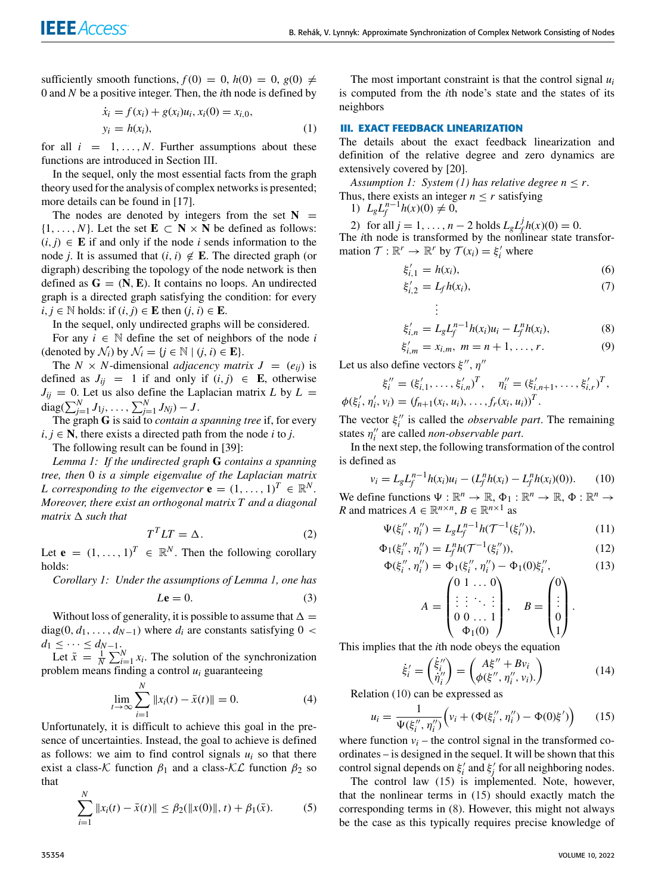sufficiently smooth functions, $f(0) = 0$, $h(0) = 0$, $g(0) \neq 0$ and $N$ be a positive integer. Then, the $i$th node is defined by

$$\dot{x}_i = f(x_i) + g(x_i)u_i, x_i(0) = x_{i,0},$$
$$y_i = h(x_i), \tag{1}$$

for all $i = 1, \ldots, N$. Further assumptions about these functions are introduced in Section III.

In the sequel, only the most essential facts from the graph theory used for the analysis of complex networks is presented; more details can be found in [17].

The nodes are denoted by integers from the set $\mathbf{N} = \{1, \ldots, N\}$. Let the set $\mathbf{E} \subset \mathbf{N} \times \mathbf{N}$ be defined as follows: $(i, j) \in \mathbf{E}$ if and only if the node $i$ sends information to the node $j$. It is assumed that $(i, i) \notin \mathbf{E}$. The directed graph (or digraph) describing the topology of the node network is then defined as $\mathbf{G} = (\mathbf{N}, \mathbf{E})$. It contains no loops. An undirected graph is a directed graph satisfying the condition: for every $i, j \in \mathbb{N}$ holds: if $(i, j) \in \mathbf{E}$ then $(j, i) \in \mathbf{E}$.

In the sequel, only undirected graphs will be considered.

For any $i \in \mathbb{N}$ define the set of neighbors of the node $i$ (denoted by $\mathcal{N}_i$) by $\mathcal{N}_i = \{j \in \mathbb{N} \mid (j, i) \in \mathbf{E}\}$.

The $N \times N$-dimensional *adjacency matrix* $J = (e_{ij})$ is defined as $J_{ij} = 1$ if and only if $(i, j) \in \mathbf{E}$, otherwise $J_{ij} = 0$. Let us also define the Laplacian matrix $L$ by $L = \text{diag}(\sum_{j=1}^N J_{1j}, \ldots, \sum_{j=1}^N J_{Nj}) - J$.

The graph $\mathbf{G}$ is said to *contain a spanning tree* if, for every $i, j \in \mathbf{N}$, there exists a directed path from the node $i$ to $j$.

The following result can be found in [39]:

*Lemma 1: If the undirected graph* $\mathbf{G}$ *contains a spanning tree, then* 0 *is a simple eigenvalue of the Laplacian matrix* $L$ *corresponding to the eigenvector* $\mathbf{e} = (1, \ldots, 1)^T \in \mathbb{R}^N$. *Moreover, there exist an orthogonal matrix* $T$ *and a diagonal matrix* $\Delta$ *such that*

$$T^T L T = \Delta. \tag{2}$$

Let $\mathbf{e} = (1, \ldots, 1)^T \in \mathbb{R}^N$. Then the following corollary holds:

*Corollary 1: Under the assumptions of Lemma 1, one has*

$$L\mathbf{e} = 0. \tag{3}$$

Without loss of generality, it is possible to assume that $\Delta = \text{diag}(0, d_1, \ldots, d_{N-1})$ where $d_i$ are constants satisfying $0 < d_1 \leq \cdots \leq d_{N-1}$.

Let $\bar{x} = \frac{1}{N} \sum_{i=1}^N x_i$. The solution of the synchronization problem means finding a control $u_i$ guaranteeing

$$\lim_{t \to \infty} \sum_{i=1}^N \|x_i(t) - \bar{x}(t)\| = 0. \tag{4}$$

Unfortunately, it is difficult to achieve this goal in the presence of uncertainties. Instead, the goal to achieve is defined as follows: we aim to find control signals $u_i$ so that there exist a class-$\mathcal{K}$ function $\beta_1$ and a class-$\mathcal{KL}$ function $\beta_2$ so that

$$\sum_{i=1}^N \|x_i(t) - \bar{x}(t)\| \leq \beta_2(\|x(0)\|, t) + \beta_1(\bar{x}). \tag{5}$$

The most important constraint is that the control signal $u_i$ is computed from the $i$th node's state and the states of its neighbors

## III. EXACT FEEDBACK LINEARIZATION

The details about the exact feedback linearization and definition of the relative degree and zero dynamics are extensively covered by [20].

*Assumption 1: System (1) has relative degree* $n \leq r$.

Thus, there exists an integer $n \leq r$ satisfying

1) $L_g L_f^{n-1} h(x)(0) \neq 0$,
2) for all $j = 1, \ldots, n-2$ holds $L_g L_f^j h(x)(0) = 0$.

The $i$th node is transformed by the nonlinear state transformation $\mathcal{T} : \mathbb{R}^r \to \mathbb{R}^r$ by $\mathcal{T}(x_i) = \xi_i'$ where

$$\xi_{i,1}' = h(x_i), \tag{6}$$
$$\xi_{i,2}' = L_f h(x_i), \tag{7}$$
$$\vdots$$
$$\xi_{i,n}' = L_g L_f^{n-1} h(x_i) u_i - L_f^n h(x_i), \tag{8}$$
$$\xi_{i,m}' = x_{i,m}, \ m = n+1, \ldots, r. \tag{9}$$

Let us also define vectors $\xi'', \eta''$

$$\xi_i'' = (\xi_{i,1}', \ldots, \xi_{i,n}')^T, \quad \eta_i'' = (\xi_{i,n+1}', \ldots, \xi_{i,r}')^T,$$
$$\phi(\xi_i', \eta_i', v_i) = (f_{n+1}(x_i, u_i), \ldots, f_r(x_i, u_i))^T.$$

The vector $\xi_i''$ is called the *observable part*. The remaining states $\eta_i''$ are called *non-observable part*.

In the next step, the following transformation of the control is defined as

$$v_i = L_g L_f^{n-1} h(x_i) u_i - (L_f^n h(x_i) - L_f^n h(x_i)(0)). \tag{10}$$

We define functions $\Psi : \mathbb{R}^n \to \mathbb{R}$, $\Phi_1 : \mathbb{R}^n \to \mathbb{R}$, $\Phi : \mathbb{R}^n \to R$ and matrices $A \in \mathbb{R}^{n \times n}$, $B \in \mathbb{R}^{n \times 1}$ as

$$\Psi(\xi_i'', \eta_i'') = L_g L_f^{n-1} h(\mathcal{T}^{-1}(\xi_i'')), \tag{11}$$
$$\Phi_1(\xi_i'', \eta_i'') = L_f^n h(\mathcal{T}^{-1}(\xi_i'')), \tag{12}$$
$$\Phi(\xi_i'', \eta_i'') = \Phi_1(\xi_i'', \eta_i'') - \Phi_1(0)\xi_i'', \tag{13}$$

$$A = \begin{pmatrix} 0 & 1 & \ldots & 0 \\ \vdots & \vdots & \ddots & \vdots \\ 0 & 0 & \ldots & 1 \\ & \Phi_1(0) & & \end{pmatrix}, \quad B = \begin{pmatrix} 0 \\ \vdots \\ 0 \\ 1 \end{pmatrix}.$$

This implies that the $i$th node obeys the equation

$$\dot{\xi}_i' = \begin{pmatrix} \dot{\xi}_i'' \\ \dot{\eta}_i'' \end{pmatrix} = \begin{pmatrix} A\xi'' + Bv_i \\ \phi(\xi'', \eta_i'', v_i). \end{pmatrix} \tag{14}$$

Relation (10) can be expressed as

$$u_i = \frac{1}{\Psi(\xi_i'', \eta_i'')} \Big( v_i + (\Phi(\xi_i'', \eta_i'') - \Phi(0)\xi') \Big) \tag{15}$$

where function $v_i$ – the control signal in the transformed coordinates – is designed in the sequel. It will be shown that this control signal depends on $\xi_i'$ and $\xi_j'$ for all neighboring nodes.

The control law (15) is implemented. Note, however, that the nonlinear terms in (15) should exactly match the corresponding terms in (8). However, this might not always be the case as this typically requires precise knowledge of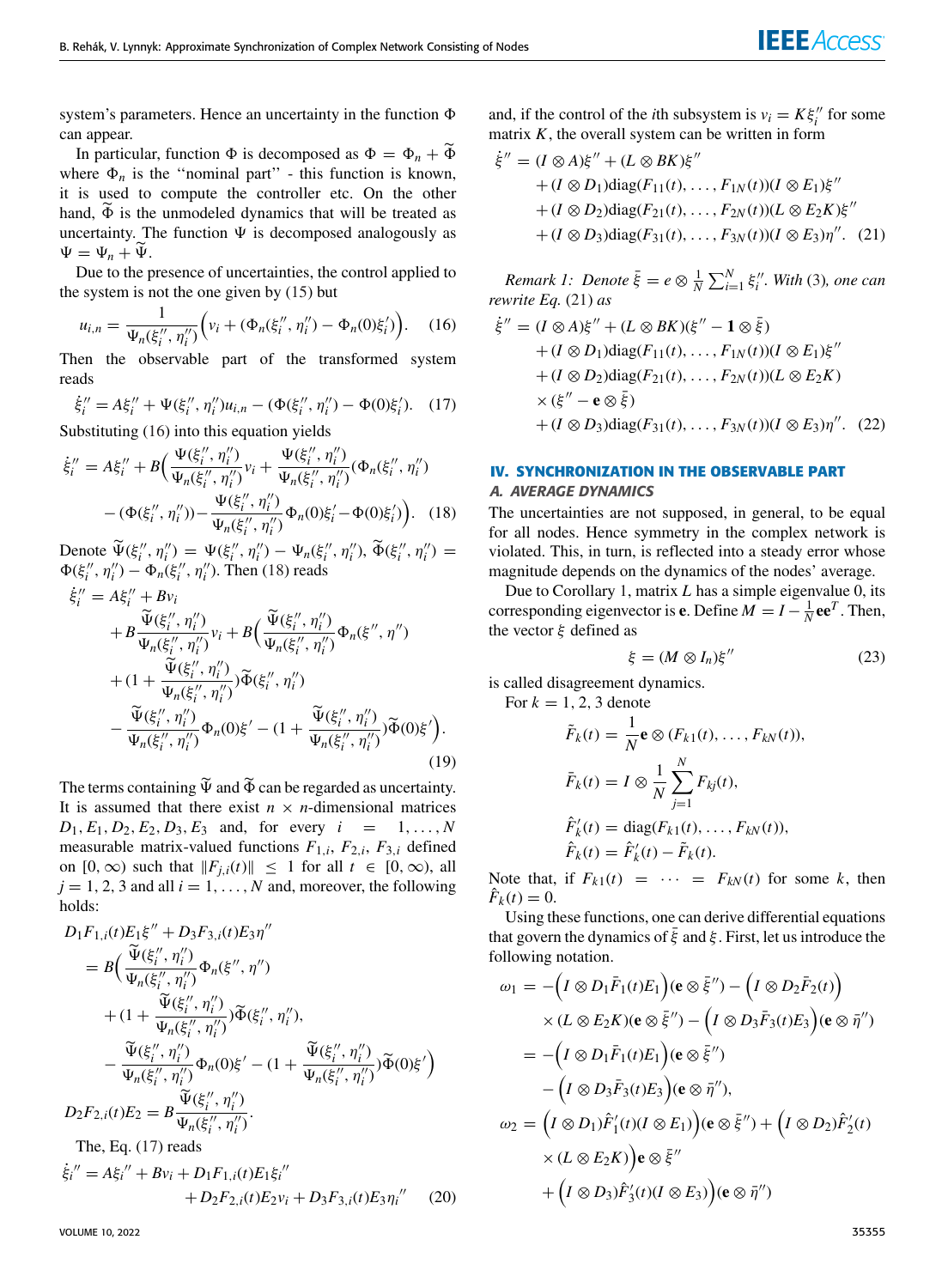system's parameters. Hence an uncertainty in the function $\Phi$ can appear.

In particular, function $\Phi$ is decomposed as $\Phi = \Phi_n + \widetilde{\Phi}$ where $\Phi_n$ is the "nominal part" - this function is known, it is used to compute the controller etc. On the other hand, $\widetilde{\Phi}$ is the unmodeled dynamics that will be treated as uncertainty. The function $\Psi$ is decomposed analogously as $\Psi = \Psi_n + \widetilde{\Psi}$.

Due to the presence of uncertainties, the control applied to the system is not the one given by (15) but

$$u_{i,n} = \frac{1}{\Psi_n(\xi_i'', \eta_i'')}\Big(v_i + (\Phi_n(\xi_i'', \eta_i'') - \Phi_n(0)\xi_i')\Big). \quad (16)$$

Then the observable part of the transformed system reads

$$\dot{\xi}_i'' = A\xi_i'' + \Psi(\xi_i'', \eta_i'')u_{i,n} - (\Phi(\xi_i'', \eta_i'') - \Phi(0)\xi_i'). \quad (17)$$

Substituting (16) into this equation yields

$$\begin{aligned}\dot{\xi}_i'' &= A\xi_i'' + B\Big(\frac{\Psi(\xi_i'', \eta_i'')}{\Psi_n(\xi_i'', \eta_i'')}v_i + \frac{\Psi(\xi_i'', \eta_i'')}{\Psi_n(\xi_i'', \eta_i'')}(\Phi_n(\xi_i'', \eta_i'') \\ &\quad - (\Phi(\xi_i'', \eta_i''))-\frac{\Psi(\xi_i'', \eta_i'')}{\Psi_n(\xi_i'', \eta_i'')}\Phi_n(0)\xi_i' - \Phi(0)\xi_i')\Big). \quad (18)\end{aligned}$$

Denote $\widetilde{\Psi}(\xi_i'', \eta_i'') = \Psi(\xi_i'', \eta_i'') - \Psi_n(\xi_i'', \eta_i'')$, $\widetilde{\Phi}(\xi_i'', \eta_i'') = \Phi(\xi_i'', \eta_i'') - \Phi_n(\xi_i'', \eta_i'')$. Then (18) reads

$$\begin{aligned}\dot{\xi}_i'' &= A\xi_i'' + Bv_i \\ &\quad + B\frac{\widetilde{\Psi}(\xi_i'', \eta_i'')}{\Psi_n(\xi_i'', \eta_i'')}v_i + B\Big(\frac{\widetilde{\Psi}(\xi_i'', \eta_i'')}{\Psi_n(\xi_i'', \eta_i'')}\Phi_n(\xi'', \eta'') \\ &\quad + (1 + \frac{\widetilde{\Psi}(\xi_i'', \eta_i'')}{\Psi_n(\xi_i'', \eta_i'')})\widetilde{\Phi}(\xi_i'', \eta_i'') \\ &\quad - \frac{\widetilde{\Psi}(\xi_i'', \eta_i'')}{\Psi_n(\xi_i'', \eta_i'')}\Phi_n(0)\xi' - (1 + \frac{\widetilde{\Psi}(\xi_i'', \eta_i'')}{\Psi_n(\xi_i'', \eta_i'')})\widetilde{\Phi}(0)\xi'\Big).\end{aligned} \quad (19)$$

The terms containing $\widetilde{\Psi}$ and $\widetilde{\Phi}$ can be regarded as uncertainty. It is assumed that there exist $n \times n$-dimensional matrices $D_1, E_1, D_2, E_2, D_3, E_3$ and, for every $i = 1, \ldots, N$ measurable matrix-valued functions $F_{1,i}$, $F_{2,i}$, $F_{3,i}$ defined on $[0, \infty)$ such that $\|F_{j,i}(t)\| \leq 1$ for all $t \in [0, \infty)$, all $j = 1, 2, 3$ and all $i = 1, \ldots, N$ and, moreover, the following holds:

$$\begin{aligned}D_1F_{1,i}(t)E_1\xi'' &+ D_3F_{3,i}(t)E_3\eta'' \\ &= B\Big(\frac{\widetilde{\Psi}(\xi_i'', \eta_i'')}{\Psi_n(\xi_i'', \eta_i'')}\Phi_n(\xi'', \eta'') \\ &\quad + (1 + \frac{\widetilde{\Psi}(\xi_i'', \eta_i'')}{\Psi_n(\xi_i'', \eta_i'')})\widetilde{\Phi}(\xi_i'', \eta_i''), \\ &\quad - \frac{\widetilde{\Psi}(\xi_i'', \eta_i'')}{\Psi_n(\xi_i'', \eta_i'')}\Phi_n(0)\xi' - (1 + \frac{\widetilde{\Psi}(\xi_i'', \eta_i'')}{\Psi_n(\xi_i'', \eta_i'')})\widetilde{\Phi}(0)\xi'\Big) \\ D_2F_{2,i}(t)E_2 &= B\frac{\widetilde{\Psi}(\xi_i'', \eta_i'')}{\Psi_n(\xi_i'', \eta_i'')}.\end{aligned}$$

The Eq. (17) reads

$$\dot{\xi}_i'' = A\xi_i'' + Bv_i + D_1F_{1,i}(t)E_1\xi_i'' + D_2F_{2,i}(t)E_2v_i + D_3F_{3,i}(t)E_3\eta_i'' \quad (20)$$

and, if the control of the $i$th subsystem is $v_i = K\xi_i''$ for some matrix $K$, the overall system can be written in form

$$\begin{aligned}\dot{\xi}'' &= (I \otimes A)\xi'' + (L \otimes BK)\xi'' \\ &\quad + (I \otimes D_1)\mathrm{diag}(F_{11}(t), \ldots, F_{1N}(t))(I \otimes E_1)\xi'' \\ &\quad + (I \otimes D_2)\mathrm{diag}(F_{21}(t), \ldots, F_{2N}(t))(L \otimes E_2K)\xi'' \\ &\quad + (I \otimes D_3)\mathrm{diag}(F_{31}(t), \ldots, F_{3N}(t))(I \otimes E_3)\eta''. \quad (21)\end{aligned}$$

*Remark 1: Denote $\bar{\xi} = e \otimes \frac{1}{N}\sum_{i=1}^N \xi_i''$. With (3), one can rewrite Eq. (21) as*

$$\begin{aligned}\dot{\xi}'' &= (I \otimes A)\xi'' + (L \otimes BK)(\xi'' - \mathbf{1} \otimes \bar{\xi}) \\ &\quad + (I \otimes D_1)\mathrm{diag}(F_{11}(t), \ldots, F_{1N}(t))(I \otimes E_1)\xi'' \\ &\quad + (I \otimes D_2)\mathrm{diag}(F_{21}(t), \ldots, F_{2N}(t))(L \otimes E_2K) \\ &\quad \times (\xi'' - \mathbf{e} \otimes \bar{\xi}) \\ &\quad + (I \otimes D_3)\mathrm{diag}(F_{31}(t), \ldots, F_{3N}(t))(I \otimes E_3)\eta''. \quad (22)\end{aligned}$$

## IV. SYNCHRONIZATION IN THE OBSERVABLE PART

### A. AVERAGE DYNAMICS

The uncertainties are not supposed, in general, to be equal for all nodes. Hence symmetry in the complex network is violated. This, in turn, is reflected into a steady error whose magnitude depends on the dynamics of the nodes' average.

Due to Corollary 1, matrix $L$ has a simple eigenvalue 0, its corresponding eigenvector is $\mathbf{e}$. Define $M = I - \frac{1}{N}\mathbf{e}\mathbf{e}^T$. Then, the vector $\xi$ defined as

$$\xi = (M \otimes I_n)\xi'' \quad (23)$$

is called disagreement dynamics.

For $k = 1, 2, 3$ denote

$$\begin{aligned}\tilde{F}_k(t) &= \frac{1}{N}\mathbf{e} \otimes (F_{k1}(t), \ldots, F_{kN}(t)), \\ \bar{F}_k(t) &= I \otimes \frac{1}{N}\sum_{j=1}^N F_{kj}(t), \\ \hat{F}_k'(t) &= \mathrm{diag}(F_{k1}(t), \ldots, F_{kN}(t)), \\ \hat{F}_k(t) &= \hat{F}_k'(t) - \tilde{F}_k(t).\end{aligned}$$

Note that, if $F_{k1}(t) = \cdots = F_{kN}(t)$ for some $k$, then $\hat{F}_k(t) = 0$.

Using these functions, one can derive differential equations that govern the dynamics of $\bar{\xi}$ and $\xi$. First, let us introduce the following notation.

$$\begin{aligned}\omega_1 &= -\Big(I \otimes D_1\bar{F}_1(t)E_1\Big)(\mathbf{e} \otimes \bar{\xi}'') - \Big(I \otimes D_2\bar{F}_2(t)\Big) \\ &\quad \times (L \otimes E_2K)(\mathbf{e} \otimes \bar{\xi}'') - \Big(I \otimes D_3\bar{F}_3(t)E_3\Big)(\mathbf{e} \otimes \bar{\eta}'') \\ &= -\Big(I \otimes D_1\bar{F}_1(t)E_1\Big)(\mathbf{e} \otimes \bar{\xi}'') \\ &\quad - \Big(I \otimes D_3\bar{F}_3(t)E_3\Big)(\mathbf{e} \otimes \bar{\eta}''), \\ \omega_2 &= \Big(I \otimes D_1)\hat{F}_1'(t)(I \otimes E_1)\Big)(\mathbf{e} \otimes \bar{\xi}'') + \Big(I \otimes D_2)\hat{F}_2'(t) \\ &\quad \times (L \otimes E_2K)\Big)\mathbf{e} \otimes \bar{\xi}'' \\ &\quad + \Big(I \otimes D_3)\hat{F}_3'(t)(I \otimes E_3)\Big)(\mathbf{e} \otimes \bar{\eta}'')\end{aligned}$$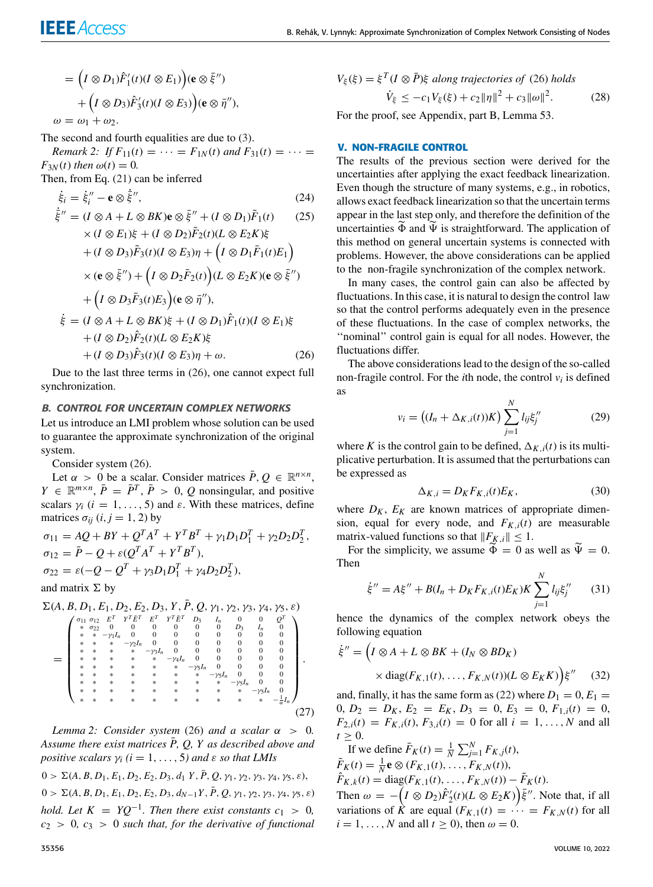$$= \left(I \otimes D_1)\hat{F}_1'(t)(I \otimes E_1)\right)(\mathbf{e} \otimes \bar{\xi}'')$$
$$+ \left(I \otimes D_3)\hat{F}_3'(t)(I \otimes E_3)\right)(\mathbf{e} \otimes \bar{\eta}''),$$
$$\omega = \omega_1 + \omega_2.$$

The second and fourth equalities are due to (3).

*Remark 2: If $F_{11}(t) = \cdots = F_{1N}(t)$ and $F_{31}(t) = \cdots = F_{3N}(t)$ then $\omega(t) = 0$.*

Then, from Eq. (21) can be inferred

$$\dot{\xi}_i = \dot{\xi}_i'' - \mathbf{e} \otimes \dot{\bar{\xi}}'', \tag{24}$$

$$\begin{aligned}\dot{\bar{\xi}}'' &= (I \otimes A + L \otimes BK)\mathbf{e} \otimes \bar{\xi}'' + (I \otimes D_1)\tilde{F}_1(t) \\ &\times (I \otimes E_1)\xi + (I \otimes D_2)\tilde{F}_2(t)(L \otimes E_2K)\xi \\ &+ (I \otimes D_3)\tilde{F}_3(t)(I \otimes E_3)\eta + \left(I \otimes D_1\bar{F}_1(t)E_1\right) \\ &\times (\mathbf{e} \otimes \bar{\xi}'') + \left(I \otimes D_2\bar{F}_2(t)\right)(L \otimes E_2K)(\mathbf{e} \otimes \bar{\xi}'') \\ &+ \left(I \otimes D_3\bar{F}_3(t)E_3\right)(\mathbf{e} \otimes \bar{\eta}''),\end{aligned} \tag{25}$$

$$\begin{aligned}\dot{\xi} &= (I \otimes A + L \otimes BK)\xi + (I \otimes D_1)\hat{F}_1(t)(I \otimes E_1)\xi \\ &+ (I \otimes D_2)\hat{F}_2(t)(L \otimes E_2K)\xi \\ &+ (I \otimes D_3)\hat{F}_3(t)(I \otimes E_3)\eta + \omega.\end{aligned} \tag{26}$$

Due to the last three terms in (26), one cannot expect full synchronization.

### B. CONTROL FOR UNCERTAIN COMPLEX NETWORKS

Let us introduce an LMI problem whose solution can be used to guarantee the approximate synchronization of the original system.

Consider system (26).

Let $\alpha > 0$ be a scalar. Consider matrices $\bar{P}, Q \in \mathbb{R}^{n \times n}$, $Y \in \mathbb{R}^{m \times n}$, $\bar{P} = \bar{P}^T$, $\bar{P} > 0$, $Q$ nonsingular, and positive scalars $\gamma_i$ $(i = 1, \ldots, 5)$ and $\varepsilon$. With these matrices, define matrices $\sigma_{ij}$ $(i, j = 1, 2)$ by

$$\sigma_{11} = AQ + BY + Q^TA^T + Y^TB^T + \gamma_1 D_1 D_1^T + \gamma_2 D_2 D_2^T,$$
$$\sigma_{12} = \bar{P} - Q + \varepsilon(Q^TA^T + Y^TB^T),$$
$$\sigma_{22} = \varepsilon(-Q - Q^T + \gamma_3 D_1 D_1^T + \gamma_4 D_2 D_2^T),$$

and matrix $\Sigma$ by

$$\Sigma(A, B, D_1, E_1, D_2, E_2, D_3, Y, \bar{P}, Q, \gamma_1, \gamma_2, \gamma_3, \gamma_4, \gamma_5, \varepsilon)$$
$$= \begin{pmatrix} \sigma_{11} & \sigma_{12} & E^T & Y^T\bar{E}^T & E^T & Y^T\bar{E}^T & D_3 & I_n & 0 & 0 & Q^T \\ * & \sigma_{22} & 0 & 0 & 0 & 0 & 0 & 0 & D_3 & I_n & 0 \\ * & * & -\gamma_1 I_n & 0 & 0 & 0 & 0 & 0 & 0 & 0 & 0 \\ * & * & * & -\gamma_2 I_n & 0 & 0 & 0 & 0 & 0 & 0 & 0 \\ * & * & * & * & -\gamma_3 I_n & 0 & 0 & 0 & 0 & 0 & 0 \\ * & * & * & * & * & -\gamma_4 I_n & 0 & 0 & 0 & 0 & 0 \\ * & * & * & * & * & * & -\gamma_5 I_n & 0 & 0 & 0 & 0 \\ * & * & * & * & * & * & * & -\gamma_5 I_n & 0 & 0 & 0 \\ * & * & * & * & * & * & * & * & -\gamma_5 I_n & 0 & 0 \\ * & * & * & * & * & * & * & * & * & -\gamma_5 I_n & 0 \\ * & * & * & * & * & * & * & * & * & * & -\frac{1}{\alpha} I_n \end{pmatrix}. \tag{27}$$

*Lemma 2: Consider system (26) and a scalar $\alpha > 0$. Assume there exist matrices $\bar{P}$, $Q$, $Y$ as described above and positive scalars $\gamma_i$ $(i = 1, \ldots, 5)$ and $\varepsilon$ so that LMIs*

$$0 > \Sigma(A, B, D_1, E_1, D_2, E_2, D_3, d_1 Y, \bar{P}, Q, \gamma_1, \gamma_2, \gamma_3, \gamma_4, \gamma_5, \varepsilon),$$
$$0 > \Sigma(A, B, D_1, E_1, D_2, E_2, D_3, d_{N-1} Y, \bar{P}, Q, \gamma_1, \gamma_2, \gamma_3, \gamma_4, \gamma_5, \varepsilon)$$

*hold. Let $K = YQ^{-1}$. Then there exist constants $c_1 > 0$, $c_2 > 0$, $c_3 > 0$ such that, for the derivative of functional $V_\xi(\xi) = \xi^T(I \otimes \bar{P})\xi$ along trajectories of (26) holds*

$$\dot{V}_\xi \leq -c_1 V_\xi(\xi) + c_2\|\eta\|^2 + c_3\|\omega\|^2. \tag{28}$$

For the proof, see Appendix, part B, Lemma 53.

## V. NON-FRAGILE CONTROL

The results of the previous section were derived for the uncertainties after applying the exact feedback linearization. Even though the structure of many systems, e.g., in robotics, allows exact feedback linearization so that the uncertain terms appear in the last step only, and therefore the definition of the uncertainties $\widetilde{\Phi}$ and $\widetilde{\Psi}$ is straightforward. The application of this method on general uncertain systems is connected with problems. However, the above considerations can be applied to the non-fragile synchronization of the complex network.

In many cases, the control gain can also be affected by fluctuations. In this case, it is natural to design the control law so that the control performs adequately even in the presence of these fluctuations. In the case of complex networks, the "nominal" control gain is equal for all nodes. However, the fluctuations differ.

The above considerations lead to the design of the so-called non-fragile control. For the $i$th node, the control $v_i$ is defined as

$$v_i = \left((I_n + \Delta_{K,i}(t))K\right)\sum_{j=1}^{N} l_{ij}\xi_j'' \tag{29}$$

where $K$ is the control gain to be defined, $\Delta_{K,i}(t)$ is its multiplicative perturbation. It is assumed that the perturbations can be expressed as

$$\Delta_{K,i} = D_K F_{K,i}(t) E_K, \tag{30}$$

where $D_K$, $E_K$ are known matrices of appropriate dimension, equal for every node, and $F_{K,i}(t)$ are measurable matrix-valued functions so that $\|F_{K,i}\| \leq 1$.

For the simplicity, we assume $\widetilde{\Phi} = 0$ as well as $\widetilde{\Psi} = 0$. Then

$$\dot{\xi}'' = A\xi'' + B(I_n + D_K F_{K,i}(t) E_K)K\sum_{j=1}^{N} l_{ij}\xi_j'' \tag{31}$$

hence the dynamics of the complex network obeys the following equation

$$\begin{aligned}\dot{\xi}'' &= \left(I \otimes A + L \otimes BK + (I_N \otimes BD_K)\right. \\ &\left.\times \operatorname{diag}(F_{K,1}(t), \ldots, F_{K,N}(t))(L \otimes E_K K)\right)\xi''\end{aligned} \tag{32}$$

and, finally, it has the same form as (22) where $D_1 = 0$, $E_1 = 0$, $D_2 = D_K$, $E_2 = E_K$, $D_3 = 0$, $E_3 = 0$, $F_{1,i}(t) = 0$, $F_{2,i}(t) = F_{K,i}(t)$, $F_{3,i}(t) = 0$ for all $i = 1, \ldots, N$ and all $t \geq 0$.

If we define $\bar{F}_K(t) = \frac{1}{N}\sum_{j=1}^{N} F_{K,j}(t)$, $\tilde{F}_K(t) = \frac{1}{N}\mathbf{e} \otimes (F_{K,1}(t), \ldots, F_{K,N}(t))$, $\hat{F}_{K,k}(t) = \operatorname{diag}(F_{K,1}(t), \ldots, F_{K,N}(t)) - \tilde{F}_K(t)$.

Then $\omega = -\left(I \otimes D_2)\hat{F}_2'(t)(L \otimes E_2K)\right)\bar{\xi}''$. Note that, if all variations of $K$ are equal ($F_{K,1}(t) = \cdots = F_{K,N}(t)$ for all $i = 1, \ldots, N$ and all $t \geq 0$), then $\omega = 0$.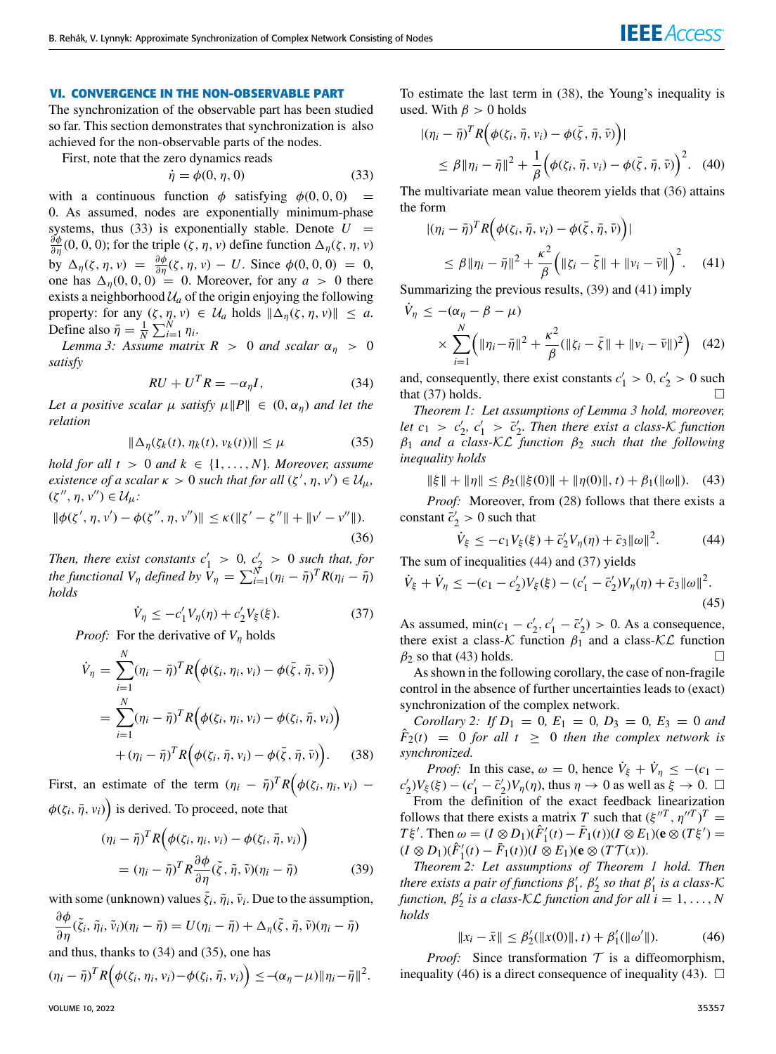## VI. CONVERGENCE IN THE NON-OBSERVABLE PART

The synchronization of the observable part has been studied so far. This section demonstrates that synchronization is also achieved for the non-observable parts of the nodes.

First, note that the zero dynamics reads

$$\dot{\eta} = \phi(0, \eta, 0) \tag{33}$$

with a continuous function $\phi$ satisfying $\phi(0, 0, 0) = 0$. As assumed, nodes are exponentially minimum-phase systems, thus (33) is exponentially stable. Denote $U = \frac{\partial \phi}{\partial \eta}(0, 0, 0)$; for the triple $(\zeta, \eta, v)$ define function $\Delta_\eta(\zeta, \eta, v)$ by $\Delta_\eta(\zeta, \eta, v) = \frac{\partial \phi}{\partial \eta}(\zeta, \eta, v) - U$. Since $\phi(0, 0, 0) = 0$, one has $\Delta_\eta(0, 0, 0) = 0$. Moreover, for any $a > 0$ there exists a neighborhood $\mathcal{U}_a$ of the origin enjoying the following property: for any $(\zeta, \eta, v) \in \mathcal{U}_a$ holds $\|\Delta_\eta(\zeta, \eta, v)\| \leq a$. Define also $\bar{\eta} = \frac{1}{N}\sum_{i=1}^{N} \eta_i$.

*Lemma 3: Assume matrix $R > 0$ and scalar $\alpha_\eta > 0$ satisfy*

$$RU + U^T R = -\alpha_\eta I, \tag{34}$$

*Let a positive scalar $\mu$ satisfy $\mu\|P\| \in (0, \alpha_\eta)$ and let the relation*

$$\|\Delta_\eta(\zeta_k(t), \eta_k(t), v_k(t))\| \leq \mu \tag{35}$$

*hold for all $t > 0$ and $k \in \{1, \ldots, N\}$. Moreover, assume existence of a scalar $\kappa > 0$ such that for all $(\zeta', \eta, v') \in \mathcal{U}_\mu$, $(\zeta'', \eta, v'') \in \mathcal{U}_\mu$:*

$$\|\phi(\zeta', \eta, v') - \phi(\zeta'', \eta, v'')\| \leq \kappa(\|\zeta' - \zeta''\| + \|v' - v''\|). \tag{36}$$

*Then, there exist constants $c_1' > 0$, $c_2' > 0$ such that, for the functional $V_\eta$ defined by $V_\eta = \sum_{i=1}^{N}(\eta_i - \bar{\eta})^T R(\eta_i - \bar{\eta})$ holds*

$$\dot{V}_\eta \leq -c_1' V_\eta(\eta) + c_2' V_\xi(\xi). \tag{37}$$

*Proof:* For the derivative of $V_\eta$ holds

$$\begin{aligned}
\dot{V}_\eta &= \sum_{i=1}^{N}(\eta_i - \bar{\eta})^T R\Big(\phi(\zeta_i, \eta_i, v_i) - \phi(\bar{\zeta}, \bar{\eta}, \bar{v})\Big) \\
&= \sum_{i=1}^{N}(\eta_i - \bar{\eta})^T R\Big(\phi(\zeta_i, \eta_i, v_i) - \phi(\zeta_i, \bar{\eta}, v_i)\Big) \\
&\quad + (\eta_i - \bar{\eta})^T R\Big(\phi(\zeta_i, \bar{\eta}, v_i) - \phi(\bar{\zeta}, \bar{\eta}, \bar{v})\Big).
\end{aligned} \tag{38}$$

First, an estimate of the term $(\eta_i - \bar{\eta})^T R\Big(\phi(\zeta_i, \eta_i, v_i) - \phi(\zeta_i, \bar{\eta}, v_i)\Big)$ is derived. To proceed, note that

$$\begin{aligned}
&(\eta_i - \bar{\eta})^T R\Big(\phi(\zeta_i, \eta_i, v_i) - \phi(\zeta_i, \bar{\eta}, v_i)\Big) \\
&\quad = (\eta_i - \bar{\eta})^T R \frac{\partial \phi}{\partial \eta}(\tilde{\zeta}, \tilde{\eta}, \tilde{v})(\eta_i - \bar{\eta})
\end{aligned} \tag{39}$$

with some (unknown) values $\tilde{\zeta}_i, \tilde{\eta}_i, \tilde{v}_i$. Due to the assumption,

$$\frac{\partial \phi}{\partial \eta}(\tilde{\zeta}_i, \tilde{\eta}_i, \tilde{v}_i)(\eta_i - \bar{\eta}) = U(\eta_i - \bar{\eta}) + \Delta_\eta(\tilde{\zeta}, \tilde{\eta}, \tilde{v})(\eta_i - \bar{\eta})$$

and thus, thanks to (34) and (35), one has

$$(\eta_i - \bar{\eta})^T R\Big(\phi(\zeta_i, \eta_i, v_i) - \phi(\zeta_i, \bar{\eta}, v_i)\Big) \leq -(\alpha_\eta - \mu)\|\eta_i - \bar{\eta}\|^2.$$

To estimate the last term in (38), the Young's inequality is used. With $\beta > 0$ holds

$$\begin{aligned}
&|(\eta_i - \bar{\eta})^T R\Big(\phi(\zeta_i, \bar{\eta}, v_i) - \phi(\bar{\zeta}, \bar{\eta}, \bar{v})\Big)| \\
&\quad \leq \beta\|\eta_i - \bar{\eta}\|^2 + \frac{1}{\beta}\Big(\phi(\zeta_i, \bar{\eta}, v_i) - \phi(\bar{\zeta}, \bar{\eta}, \bar{v})\Big)^2.
\end{aligned} \tag{40}$$

The multivariate mean value theorem yields that (36) attains the form

$$\begin{aligned}
&|(\eta_i - \bar{\eta})^T R\Big(\phi(\zeta_i, \bar{\eta}, v_i) - \phi(\bar{\zeta}, \bar{\eta}, \bar{v})\Big)| \\
&\quad \leq \beta\|\eta_i - \bar{\eta}\|^2 + \frac{\kappa^2}{\beta}\Big(\|\zeta_i - \bar{\zeta}\| + \|v_i - \bar{v}\|\Big)^2.
\end{aligned} \tag{41}$$

Summarizing the previous results, (39) and (41) imply

$$\begin{aligned}
\dot{V}_\eta &\leq -(\alpha_\eta - \beta - \mu) \\
&\quad \times \sum_{i=1}^{N}\Big(\|\eta_i - \bar{\eta}\|^2 + \frac{\kappa^2}{\beta}(\|\zeta_i - \bar{\zeta}\| + \|v_i - \bar{v}\|)^2\Big)
\end{aligned} \tag{42}$$

and, consequently, there exist constants $c_1' > 0$, $c_2' > 0$ such that (37) holds. □

*Theorem 1: Let assumptions of Lemma 3 hold, moreover, let $c_1 > c_2'$, $c_1' > \bar{c}_2'$. Then there exist a class-$\mathcal{K}$ function $\beta_1$ and a class-$\mathcal{KL}$ function $\beta_2$ such that the following inequality holds*

$$\|\xi\| + \|\eta\| \leq \beta_2(\|\xi(0)\| + \|\eta(0)\|, t) + \beta_1(\|\omega\|). \tag{43}$$

*Proof:* Moreover, from (28) follows that there exists a constant $\bar{c}_2' > 0$ such that

$$\dot{V}_\xi \leq -c_1 V_\xi(\xi) + \bar{c}_2' V_\eta(\eta) + \bar{c}_3\|\omega\|^2. \tag{44}$$

The sum of inequalities (44) and (37) yields

$$\dot{V}_\xi + \dot{V}_\eta \leq -(c_1 - c_2')V_\xi(\xi) - (c_1' - \bar{c}_2')V_\eta(\eta) + \bar{c}_3\|\omega\|^2. \tag{45}$$

As assumed, $\min(c_1 - c_2', c_1' - \bar{c}_2') > 0$. As a consequence, there exist a class-$\mathcal{K}$ function $\beta_1$ and a class-$\mathcal{KL}$ function $\beta_2$ so that (43) holds. □

As shown in the following corollary, the case of non-fragile control in the absence of further uncertainties leads to (exact) synchronization of the complex network.

*Corollary 2: If $D_1 = 0$, $E_1 = 0$, $D_3 = 0$, $E_3 = 0$ and $\hat{F}_2(t) = 0$ for all $t \geq 0$ then the complex network is synchronized.*

*Proof:* In this case, $\omega = 0$, hence $\dot{V}_\xi + \dot{V}_\eta \leq -(c_1 - c_2')V_\xi(\xi) - (c_1' - \bar{c}_2')V_\eta(\eta)$, thus $\eta \to 0$ as well as $\xi \to 0$. □

From the definition of the exact feedback linearization follows that there exists a matrix $T$ such that $(\xi''^T, \eta''^T)^T = T\xi'$. Then $\omega = (I \otimes D_1)(\hat{F}_1'(t) - \bar{F}_1(t))(I \otimes E_1)(\mathbf{e} \otimes (T\xi')) = (I \otimes D_1)(\hat{F}_1'(t) - \bar{F}_1(t))(I \otimes E_1)(\mathbf{e} \otimes (T\mathcal{T}(x))$.

*Theorem 2: Let assumptions of Theorem 1 hold. Then there exists a pair of functions $\beta_1'$, $\beta_2'$ so that $\beta_1'$ is a class-$\mathcal{K}$ function, $\beta_2'$ is a class-$\mathcal{KL}$ function and for all $i = 1, \ldots, N$ holds*

$$\|x_i - \bar{x}\| \leq \beta_2'(\|x(0)\|, t) + \beta_1'(\|\omega'\|). \tag{46}$$

*Proof:* Since transformation $\mathcal{T}$ is a diffeomorphism, inequality (46) is a direct consequence of inequality (43). □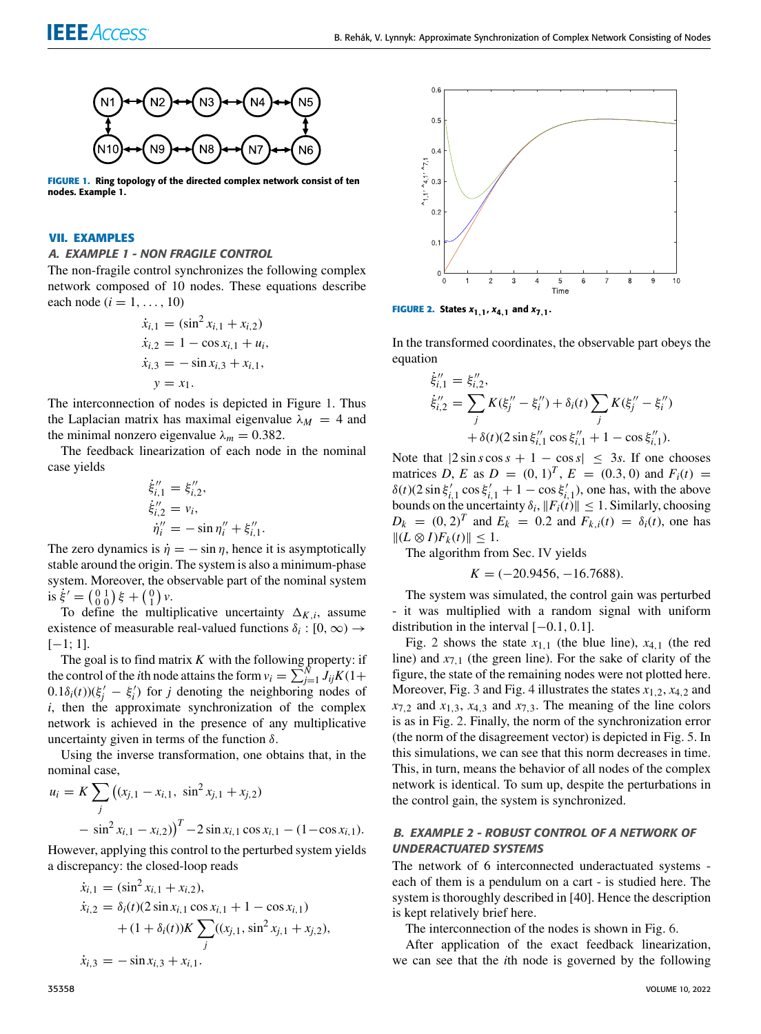FIGURE 1. Ring topology of the directed complex network consist of ten nodes. Example 1.

## VII. EXAMPLES

### A. EXAMPLE 1 - NON FRAGILE CONTROL

The non-fragile control synchronizes the following complex network composed of 10 nodes. These equations describe each node ($i = 1, \ldots, 10$)

$$
\begin{aligned}
\dot{x}_{i,1} &= (\sin^2 x_{i,1} + x_{i,2}) \\
\dot{x}_{i,2} &= 1 - \cos x_{i,1} + u_i, \\
\dot{x}_{i,3} &= -\sin x_{i,3} + x_{i,1}, \\
y &= x_1.
\end{aligned}
$$

The interconnection of nodes is depicted in Figure 1. Thus the Laplacian matrix has maximal eigenvalue $\lambda_M = 4$ and the minimal nonzero eigenvalue $\lambda_m = 0.382$.

The feedback linearization of each node in the nominal case yields

$$
\begin{aligned}
\dot{\xi}''_{i,1} &= \xi''_{i,2}, \\
\dot{\xi}''_{i,2} &= v_i, \\
\dot{\eta}''_i &= -\sin \eta''_i + \xi''_{i,1}.
\end{aligned}
$$

The zero dynamics is $\dot{\eta} = -\sin \eta$, hence it is asymptotically stable around the origin. The system is also a minimum-phase system. Moreover, the observable part of the nominal system is $\dot{\xi}' = \begin{pmatrix} 0 & 1 \\ 0 & 0 \end{pmatrix} \xi + \begin{pmatrix} 0 \\ 1 \end{pmatrix} v$.

To define the multiplicative uncertainty $\Delta_{K,i}$, assume existence of measurable real-valued functions $\delta_i : [0, \infty) \to [-1; 1]$.

The goal is to find matrix $K$ with the following property: if the control of the $i$th node attains the form $v_i = \sum_{j=1}^{N} J_{ij} K(1 + 0.1\delta_i(t))(\xi'_j - \xi'_i)$ for $j$ denoting the neighboring nodes of $i$, then the approximate synchronization of the complex network is achieved in the presence of any multiplicative uncertainty given in terms of the function $\delta$.

Using the inverse transformation, one obtains that, in the nominal case,

$$
\begin{aligned}
u_i = K \sum_j \big((x_{j,1} - x_{i,1},\ \sin^2 x_{j,1} + x_{j,2}) \\
- \sin^2 x_{i,1} - x_{i,2})\big)^T - 2 \sin x_{i,1} \cos x_{i,1} - (1 - \cos x_{i,1}).
\end{aligned}
$$

However, applying this control to the perturbed system yields a discrepancy: the closed-loop reads

$$
\begin{aligned}
\dot{x}_{i,1} &= (\sin^2 x_{i,1} + x_{i,2}), \\
\dot{x}_{i,2} &= \delta_i(t)(2 \sin x_{i,1} \cos x_{i,1} + 1 - \cos x_{i,1}) \\
&\quad + (1 + \delta_i(t)) K \sum_j ((x_{j,1}, \sin^2 x_{j,1} + x_{j,2}), \\
\dot{x}_{i,3} &= -\sin x_{i,3} + x_{i,1}.
\end{aligned}
$$

FIGURE 2. States $x_{1,1}$, $x_{4,1}$ and $x_{7,1}$.

In the transformed coordinates, the observable part obeys the equation

$$
\begin{aligned}
\dot{\xi}''_{i,1} &= \xi''_{i,2}, \\
\dot{\xi}''_{i,2} &= \sum_j K(\xi''_j - \xi''_i) + \delta_i(t) \sum_j K(\xi''_j - \xi''_i) \\
&\quad + \delta(t)(2 \sin \xi''_{i,1} \cos \xi''_{i,1} + 1 - \cos \xi''_{i,1}).
\end{aligned}
$$

Note that $|2 \sin s \cos s + 1 - \cos s| \leq 3s$. If one chooses matrices $D$, $E$ as $D = (0, 1)^T$, $E = (0.3, 0)$ and $F_i(t) = \delta(t)(2 \sin \xi'_{i,1} \cos \xi'_{i,1} + 1 - \cos \xi'_{i,1})$, one has, with the above bounds on the uncertainty $\delta_i$, $\|F_i(t)\| \leq 1$. Similarly, choosing $D_k = (0, 2)^T$ and $E_k = 0.2$ and $F_{k,i}(t) = \delta_i(t)$, one has $\|(L \otimes I)F_k(t)\| \leq 1$.

The algorithm from Sec. IV yields

$$
K = (-20.9456, -16.7688).
$$

The system was simulated, the control gain was perturbed - it was multiplied with a random signal with uniform distribution in the interval $[-0.1, 0.1]$.

Fig. 2 shows the state $x_{1,1}$ (the blue line), $x_{4,1}$ (the red line) and $x_{7,1}$ (the green line). For the sake of clarity of the figure, the state of the remaining nodes were not plotted here. Moreover, Fig. 3 and Fig. 4 illustrates the states $x_{1,2}, x_{4,2}$ and $x_{7,2}$ and $x_{1,3}$, $x_{4,3}$ and $x_{7,3}$. The meaning of the line colors is as in Fig. 2. Finally, the norm of the synchronization error (the norm of the disagreement vector) is depicted in Fig. 5. In this simulations, we can see that this norm decreases in time. This, in turn, means the behavior of all nodes of the complex network is identical. To sum up, despite the perturbations in the control gain, the system is synchronized.

### B. EXAMPLE 2 - ROBUST CONTROL OF A NETWORK OF UNDERACTUATED SYSTEMS

The network of 6 interconnected underactuated systems - each of them is a pendulum on a cart - is studied here. The system is thoroughly described in [40]. Hence the description is kept relatively brief here.

The interconnection of the nodes is shown in Fig. 6.

After application of the exact feedback linearization, we can see that the $i$th node is governed by the following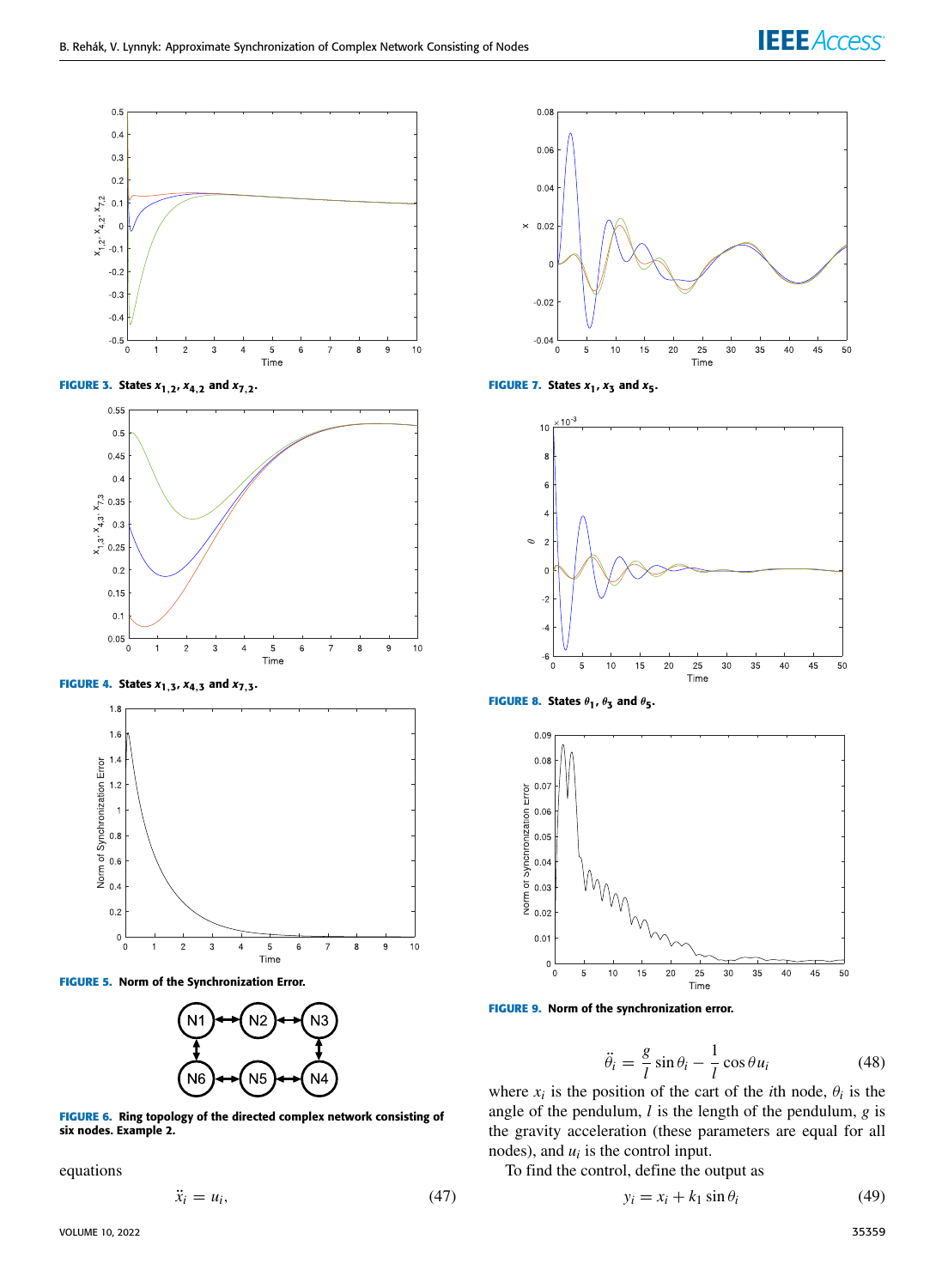FIGURE 3. States $x_{1,2}$, $x_{4,2}$ and $x_{7,2}$.

FIGURE 4. States $x_{1,3}$, $x_{4,3}$ and $x_{7,3}$.

FIGURE 5. Norm of the Synchronization Error.

FIGURE 6. Ring topology of the directed complex network consisting of six nodes. Example 2.

equations

$$\ddot{x}_i = u_i, \tag{47}$$

FIGURE 7. States $x_1$, $x_3$ and $x_5$.

FIGURE 8. States $\theta_1$, $\theta_3$ and $\theta_5$.

FIGURE 9. Norm of the synchronization error.

$$\ddot{\theta}_i = \frac{g}{l}\sin\theta_i - \frac{1}{l}\cos\theta u_i \tag{48}$$

where $x_i$ is the position of the cart of the $i$th node, $\theta_i$ is the angle of the pendulum, $l$ is the length of the pendulum, $g$ is the gravity acceleration (these parameters are equal for all nodes), and $u_i$ is the control input.

To find the control, define the output as

$$y_i = x_i + k_1 \sin\theta_i \tag{49}$$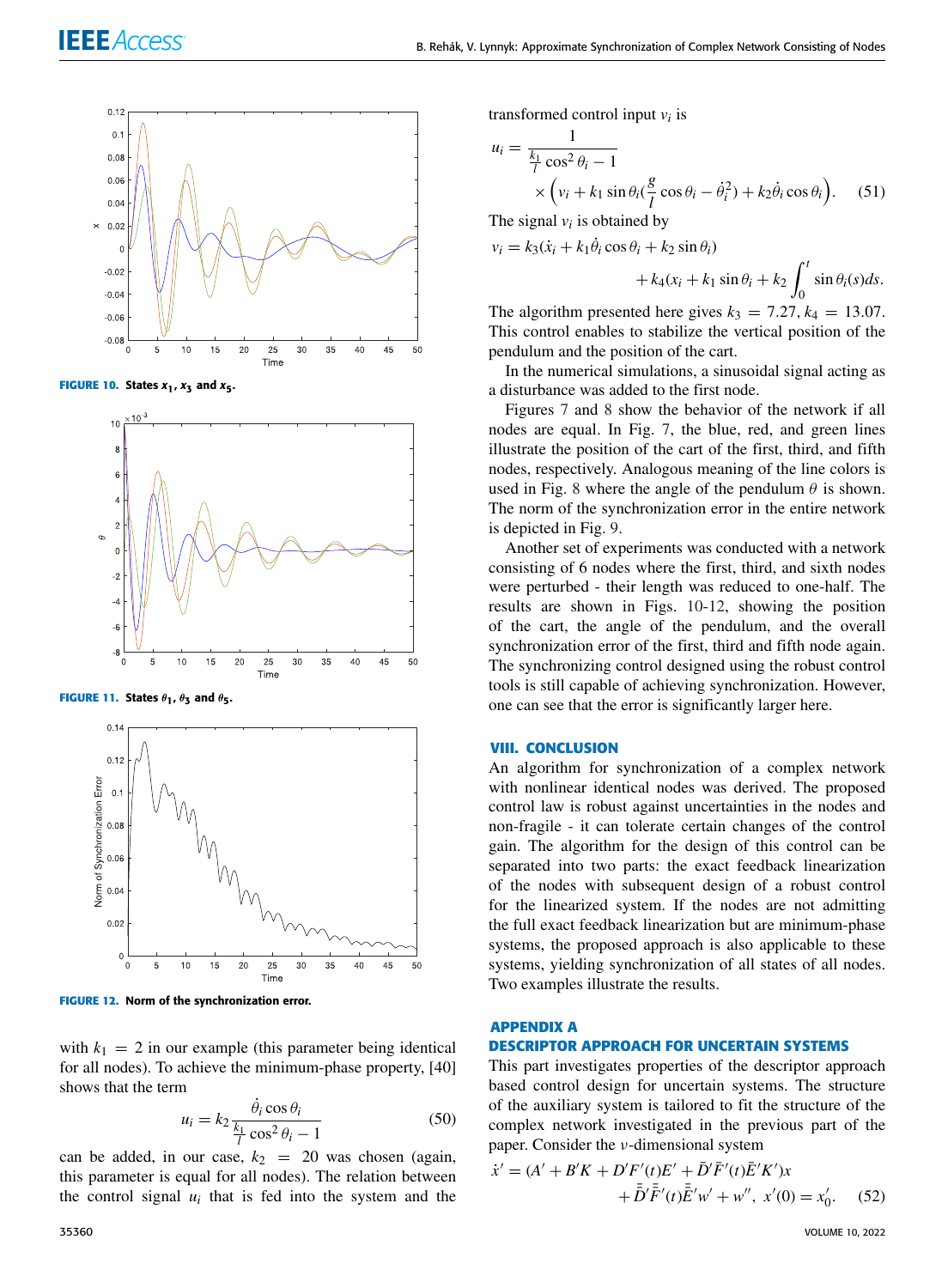FIGURE 10. States $x_1$, $x_3$ and $x_5$.

FIGURE 11. States $\theta_1$, $\theta_3$ and $\theta_5$.

FIGURE 12. Norm of the synchronization error.

with $k_1 = 2$ in our example (this parameter being identical for all nodes). To achieve the minimum-phase property, [40] shows that the term

$$u_i = k_2 \frac{\dot{\theta}_i \cos \theta_i}{\frac{k_1}{l} \cos^2 \theta_i - 1} \tag{50}$$

can be added, in our case, $k_2 = 20$ was chosen (again, this parameter is equal for all nodes). The relation between the control signal $u_i$ that is fed into the system and the transformed control input $v_i$ is

$$u_i = \frac{1}{\frac{k_1}{l} \cos^2 \theta_i - 1} \times \left( v_i + k_1 \sin \theta_i \left(\frac{g}{l} \cos \theta_i - \dot{\theta}_i^2\right) + k_2 \dot{\theta}_i \cos \theta_i \right). \tag{51}$$

The signal $v_i$ is obtained by

$$v_i = k_3(\dot{x}_i + k_1 \dot{\theta}_i \cos \theta_i + k_2 \sin \theta_i) + k_4\left(x_i + k_1 \sin \theta_i + k_2 \int_0^t \sin \theta_i(s) ds\right).$$

The algorithm presented here gives $k_3 = 7.27$, $k_4 = 13.07$. This control enables to stabilize the vertical position of the pendulum and the position of the cart.

In the numerical simulations, a sinusoidal signal acting as a disturbance was added to the first node.

Figures 7 and 8 show the behavior of the network if all nodes are equal. In Fig. 7, the blue, red, and green lines illustrate the position of the cart of the first, third, and fifth nodes, respectively. Analogous meaning of the line colors is used in Fig. 8 where the angle of the pendulum $\theta$ is shown. The norm of the synchronization error in the entire network is depicted in Fig. 9.

Another set of experiments was conducted with a network consisting of 6 nodes where the first, third, and sixth nodes were perturbed - their length was reduced to one-half. The results are shown in Figs. 10-12, showing the position of the cart, the angle of the pendulum, and the overall synchronization error of the first, third and fifth node again. The synchronizing control designed using the robust control tools is still capable of achieving synchronization. However, one can see that the error is significantly larger here.

## VIII. CONCLUSION

An algorithm for synchronization of a complex network with nonlinear identical nodes was derived. The proposed control law is robust against uncertainties in the nodes and non-fragile - it can tolerate certain changes of the control gain. The algorithm for the design of this control can be separated into two parts: the exact feedback linearization of the nodes with subsequent design of a robust control for the linearized system. If the nodes are not admitting the full exact feedback linearization but are minimum-phase systems, the proposed approach is also applicable to these systems, yielding synchronization of all states of all nodes. Two examples illustrate the results.

## APPENDIX A
## DESCRIPTOR APPROACH FOR UNCERTAIN SYSTEMS

This part investigates properties of the descriptor approach based control design for uncertain systems. The structure of the auxiliary system is tailored to fit the structure of the complex network investigated in the previous part of the paper. Consider the $\nu$-dimensional system

$$\dot{x}' = (A' + B'K + D'F'(t)E' + \bar{D}'\bar{F}'(t)\bar{E}'K')x + \bar{\bar{D}}'\bar{\bar{F}}'(t)\bar{\bar{E}}'w' + w'', \quad x'(0) = x_0'. \tag{52}$$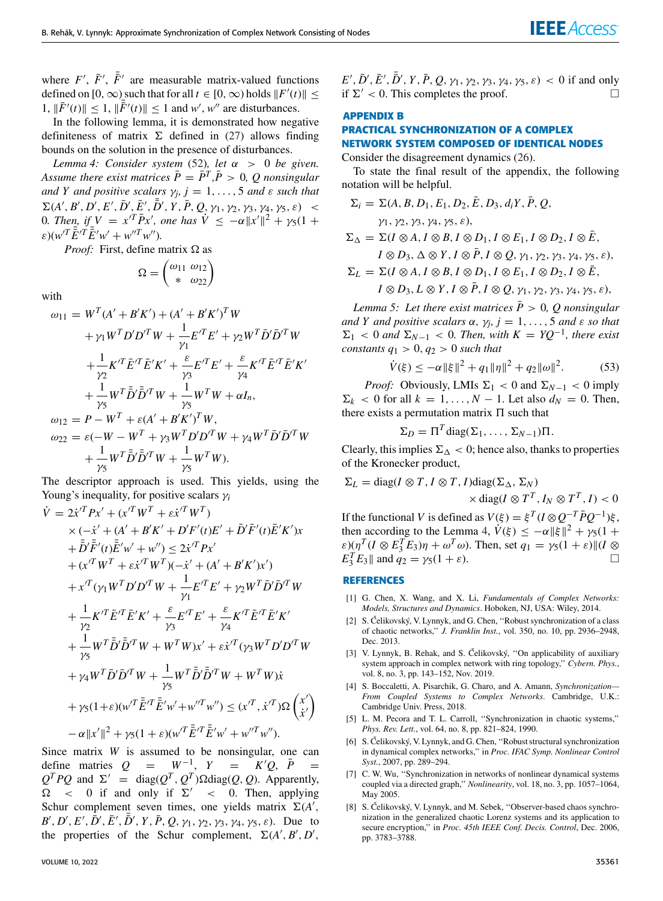where $F'$, $\bar{F}'$, $\bar{\bar{F}}'$ are measurable matrix-valued functions defined on $[0, \infty)$ such that for all $t \in [0, \infty)$ holds $\|F'(t)\| \leq 1$, $\|\bar{F}'(t)\| \leq 1$, $\|\bar{\bar{F}}'(t)\| \leq 1$ and $w'$, $w''$ are disturbances.

In the following lemma, it is demonstrated how negative definiteness of matrix $\Sigma$ defined in (27) allows finding bounds on the solution in the presence of disturbances.

*Lemma 4: Consider system* (52)*, let $\alpha > 0$ be given. Assume there exist matrices $\bar{P} = \bar{P}^T, \bar{P} > 0$, $Q$ nonsingular and $Y$ and positive scalars $\gamma_j$, $j = 1, \ldots, 5$ and $\varepsilon$ such that $\Sigma(A', B', D', E', \bar{D}', \bar{E}', \bar{\bar{D}}', Y, \bar{P}, Q, \gamma_1, \gamma_2, \gamma_3, \gamma_4, \gamma_5, \varepsilon) < 0$. Then, if $V = x'^T \bar{P} x'$, one has $\dot{V} \leq -\alpha\|x'\|^2 + \gamma_5(1+\varepsilon)(w'^T \bar{\bar{E}}'^T \bar{\bar{E}}' w' + w''^T w'')$.*

*Proof:* First, define matrix $\Omega$ as

$$\Omega = \begin{pmatrix} \omega_{11} & \omega_{12} \\ * & \omega_{22} \end{pmatrix}$$

with

$$\begin{aligned}
\omega_{11} &= W^T(A' + B'K') + (A' + B'K')^T W \\
&\quad + \gamma_1 W^T D' D'^T W + \frac{1}{\gamma_1} E'^T E' + \gamma_2 W^T \bar{D}' \bar{D}'^T W \\
&\quad + \frac{1}{\gamma_2} K'^T \bar{E}'^T \bar{E}' K' + \frac{\varepsilon}{\gamma_3} E'^T E' + \frac{\varepsilon}{\gamma_4} K'^T \bar{E}'^T \bar{E}' K' \\
&\quad + \frac{1}{\gamma_5} W^T \bar{\bar{D}}' \bar{\bar{D}}'^T W + \frac{1}{\gamma_5} W^T W + \alpha I_n, \\
\omega_{12} &= P - W^T + \varepsilon(A' + B'K')^T W, \\
\omega_{22} &= \varepsilon(-W - W^T + \gamma_3 W^T D' D'^T W + \gamma_4 W^T \bar{D}' \bar{D}'^T W \\
&\quad + \frac{1}{\gamma_5} W^T \bar{\bar{D}}' \bar{\bar{D}}'^T W + \frac{1}{\gamma_5} W^T W).
\end{aligned}$$

The descriptor approach is used. This yields, using the Young's inequality, for positive scalars $\gamma_i$

$$\begin{aligned}
\dot{V} &= 2\dot{x}'^T P x' + (x'^T W^T + \varepsilon \dot{x}'^T W^T) \\
&\quad \times (-\dot{x}' + (A' + B'K' + D'F'(t)E' + \bar{D}'\bar{F}'(t)\bar{E}'K')x \\
&\quad + \bar{\bar{D}}'\bar{\bar{F}}'(t)\bar{\bar{E}}'w' + w'') \leq 2\dot{x}'^T P x' \\
&\quad + (x'^T W^T + \varepsilon \dot{x}'^T W^T)(-\dot{x}' + (A' + B'K')x') \\
&\quad + x'^T(\gamma_1 W^T D' D'^T W + \frac{1}{\gamma_1} E'^T E' + \gamma_2 W^T \bar{D}' \bar{D}'^T W \\
&\quad + \frac{1}{\gamma_2} K'^T \bar{E}'^T \bar{E}' K' + \frac{\varepsilon}{\gamma_3} E'^T E' + \frac{\varepsilon}{\gamma_4} K'^T \bar{E}'^T \bar{E}' K' \\
&\quad + \frac{1}{\gamma_5} W^T \bar{\bar{D}}' \bar{\bar{D}}'^T W + W^T W)x' + \varepsilon \dot{x}'^T(\gamma_3 W^T D' D'^T W \\
&\quad + \gamma_4 W^T \bar{D}' \bar{D}'^T W + \frac{1}{\gamma_5} W^T \bar{\bar{D}}' \bar{\bar{D}}'^T W + W^T W)\dot{x} \\
&\quad + \gamma_5(1+\varepsilon)(w'^T \bar{\bar{E}}'^T \bar{\bar{E}}' w' + w''^T w'') \leq (x'^T, \dot{x}'^T)\Omega \begin{pmatrix} x' \\ \dot{x}' \end{pmatrix} \\
&\quad - \alpha\|x'\|^2 + \gamma_5(1+\varepsilon)(w'^T \bar{\bar{E}}'^T \bar{\bar{E}}' w' + w''^T w'').
\end{aligned}$$

Since matrix $W$ is assumed to be nonsingular, one can define matries $Q = W^{-1}$, $Y = K'Q$, $\bar{P} = Q^T P Q$ and $\Sigma' = \mathrm{diag}(Q^T, Q^T)\Omega\,\mathrm{diag}(Q, Q)$. Apparently, $\Omega < 0$ if and only if $\Sigma' < 0$. Then, applying Schur complement seven times, one yields matrix $\Sigma(A', B', D', E', \bar{D}', \bar{E}', \bar{\bar{D}}', Y, \bar{P}, Q, \gamma_1, \gamma_2, \gamma_3, \gamma_4, \gamma_5, \varepsilon)$. Due to the properties of the Schur complement, $\Sigma(A', B', D', E', \bar{D}', \bar{E}', \bar{\bar{D}}', Y, \bar{P}, Q, \gamma_1, \gamma_2, \gamma_3, \gamma_4, \gamma_5, \varepsilon) < 0$ if and only if $\Sigma' < 0$. This completes the proof. $\square$

## APPENDIX B
## PRACTICAL SYNCHRONIZATION OF A COMPLEX NETWORK SYSTEM COMPOSED OF IDENTICAL NODES

Consider the disagreement dynamics (26).

To state the final result of the appendix, the following notation will be helpful.

$$\begin{aligned}
\Sigma_i &= \Sigma(A, B, D_1, E_1, D_2, \bar{E}, D_3, d_i Y, \bar{P}, Q, \\
&\qquad \gamma_1, \gamma_2, \gamma_3, \gamma_4, \gamma_5, \varepsilon), \\
\Sigma_\Delta &= \Sigma(I \otimes A, I \otimes B, I \otimes D_1, I \otimes E_1, I \otimes D_2, I \otimes \bar{E}, \\
&\qquad I \otimes D_3, \Delta \otimes Y, I \otimes \bar{P}, I \otimes Q, \gamma_1, \gamma_2, \gamma_3, \gamma_4, \gamma_5, \varepsilon), \\
\Sigma_L &= \Sigma(I \otimes A, I \otimes B, I \otimes D_1, I \otimes E_1, I \otimes D_2, I \otimes \bar{E}, \\
&\qquad I \otimes D_3, L \otimes Y, I \otimes \bar{P}, I \otimes Q, \gamma_1, \gamma_2, \gamma_3, \gamma_4, \gamma_5, \varepsilon),
\end{aligned}$$

*Lemma 5: Let there exist matrices $\bar{P} > 0$, $Q$ nonsingular and $Y$ and positive scalars $\alpha$, $\gamma_j$, $j = 1, \ldots, 5$ and $\varepsilon$ so that $\Sigma_1 < 0$ and $\Sigma_{N-1} < 0$. Then, with $K = YQ^{-1}$, there exist constants $q_1 > 0$, $q_2 > 0$ such that*

$$\dot{V}(\xi) \leq -\alpha\|\xi\|^2 + q_1\|\eta\|^2 + q_2\|\omega\|^2. \tag{53}$$

*Proof:* Obviously, LMIs $\Sigma_1 < 0$ and $\Sigma_{N-1} < 0$ imply $\Sigma_k < 0$ for all $k = 1, \ldots, N-1$. Let also $d_N = 0$. Then, there exists a permutation matrix $\Pi$ such that

$$\Sigma_D = \Pi^T \mathrm{diag}(\Sigma_1, \ldots, \Sigma_{N-1})\Pi.$$

Clearly, this implies $\Sigma_\Delta < 0$; hence also, thanks to properties of the Kronecker product,

$$\begin{aligned}
\Sigma_L &= \mathrm{diag}(I \otimes T, I \otimes T, I)\mathrm{diag}(\Sigma_\Delta, \Sigma_N) \\
&\qquad \times \mathrm{diag}(I \otimes T^T, I_N \otimes T^T, I) < 0
\end{aligned}$$

If the functional $V$ is defined as $V(\xi) = \xi^T(I \otimes Q^{-T}\bar{P}Q^{-1})\xi$, then according to the Lemma 4, $\dot{V}(\xi) \leq -\alpha\|\xi\|^2 + \gamma_5(1+\varepsilon)(\eta^T(I \otimes E_3^T E_3)\eta + \omega^T\omega)$. Then, set $q_1 = \gamma_5(1+\varepsilon)\|(I \otimes E_3^T E_3\|$ and $q_2 = \gamma_5(1+\varepsilon)$. $\square$

## REFERENCES

[1] G. Chen, X. Wang, and X. Li, *Fundamentals of Complex Networks: Models, Structures and Dynamics*. Hoboken, NJ, USA: Wiley, 2014.

[2] S. Čelikovský, V. Lynnyk, and G. Chen, "Robust synchronization of a class of chaotic networks," *J. Franklin Inst.*, vol. 350, no. 10, pp. 2936–2948, Dec. 2013.

[3] V. Lynnyk, B. Rehak, and S. Čelikovský, "On applicability of auxiliary system approach in complex network with ring topology," *Cybern. Phys.*, vol. 8, no. 3, pp. 143–152, Nov. 2019.

[4] S. Boccaletti, A. Pisarchik, G. Charo, and A. Amann, *Synchronization—From Coupled Systems to Complex Networks*. Cambridge, U.K.: Cambridge Univ. Press, 2018.

[5] L. M. Pecora and T. L. Carroll, "Synchronization in chaotic systems," *Phys. Rev. Lett.*, vol. 64, no. 8, pp. 821–824, 1990.

[6] S. Čelikovský, V. Lynnyk, and G. Chen, "Robust structural synchronization in dynamical complex networks," in *Proc. IFAC Symp. Nonlinear Control Syst.*, 2007, pp. 289–294.

[7] C. W. Wu, "Synchronization in networks of nonlinear dynamical systems coupled via a directed graph," *Nonlinearity*, vol. 18, no. 3, pp. 1057–1064, May 2005.

[8] S. Čelikovský, V. Lynnyk, and M. Sebek, "Observer-based chaos synchronization in the generalized chaotic Lorenz systems and its application to secure encryption," in *Proc. 45th IEEE Conf. Decis. Control*, Dec. 2006, pp. 3783–3788.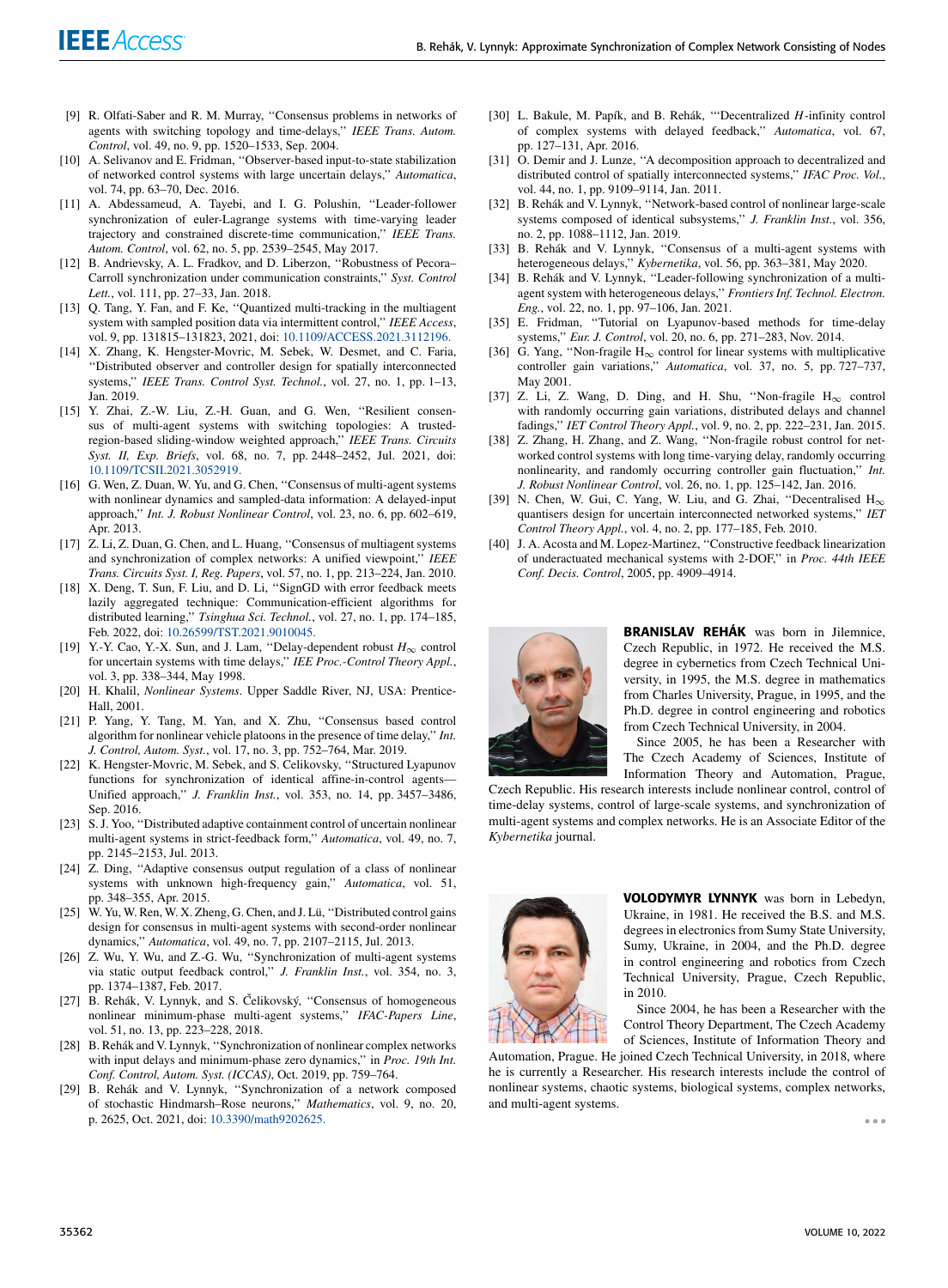[9] R. Olfati-Saber and R. M. Murray, "Consensus problems in networks of agents with switching topology and time-delays," *IEEE Trans. Autom. Control*, vol. 49, no. 9, pp. 1520–1533, Sep. 2004.

[10] A. Selivanov and E. Fridman, "Observer-based input-to-state stabilization of networked control systems with large uncertain delays," *Automatica*, vol. 74, pp. 63–70, Dec. 2016.

[11] A. Abdessameud, A. Tayebi, and I. G. Polushin, "Leader-follower synchronization of euler-Lagrange systems with time-varying leader trajectory and constrained discrete-time communication," *IEEE Trans. Autom. Control*, vol. 62, no. 5, pp. 2539–2545, May 2017.

[12] B. Andrievsky, A. L. Fradkov, and D. Liberzon, "Robustness of Pecora–Carroll synchronization under communication constraints," *Syst. Control Lett.*, vol. 111, pp. 27–33, Jan. 2018.

[13] Q. Tang, Y. Fan, and F. Ke, "Quantized multi-tracking in the multiagent system with sampled position data via intermittent control," *IEEE Access*, vol. 9, pp. 131815–131823, 2021, doi: 10.1109/ACCESS.2021.3112196.

[14] X. Zhang, K. Hengster-Movric, M. Sebek, W. Desmet, and C. Faria, "Distributed observer and controller design for spatially interconnected systems," *IEEE Trans. Control Syst. Technol.*, vol. 27, no. 1, pp. 1–13, Jan. 2019.

[15] Y. Zhai, Z.-W. Liu, Z.-H. Guan, and G. Wen, "Resilient consensus of multi-agent systems with switching topologies: A trusted-region-based sliding-window weighted approach," *IEEE Trans. Circuits Syst. II, Exp. Briefs*, vol. 68, no. 7, pp. 2448–2452, Jul. 2021, doi: 10.1109/TCSII.2021.3052919.

[16] G. Wen, Z. Duan, W. Yu, and G. Chen, "Consensus of multi-agent systems with nonlinear dynamics and sampled-data information: A delayed-input approach," *Int. J. Robust Nonlinear Control*, vol. 23, no. 6, pp. 602–619, Apr. 2013.

[17] Z. Li, Z. Duan, G. Chen, and L. Huang, "Consensus of multiagent systems and synchronization of complex networks: A unified viewpoint," *IEEE Trans. Circuits Syst. I, Reg. Papers*, vol. 57, no. 1, pp. 213–224, Jan. 2010.

[18] X. Deng, T. Sun, F. Liu, and D. Li, "SignGD with error feedback meets lazily aggregated technique: Communication-efficient algorithms for distributed learning," *Tsinghua Sci. Technol.*, vol. 27, no. 1, pp. 174–185, Feb. 2022, doi: 10.26599/TST.2021.9010045.

[19] Y.-Y. Cao, Y.-X. Sun, and J. Lam, "Delay-dependent robust $H_\infty$ control for uncertain systems with time delays," *IEE Proc.-Control Theory Appl.*, vol. 3, pp. 338–344, May 1998.

[20] H. Khalil, *Nonlinear Systems*. Upper Saddle River, NJ, USA: Prentice-Hall, 2001.

[21] P. Yang, Y. Tang, M. Yan, and X. Zhu, "Consensus based control algorithm for nonlinear vehicle platoons in the presence of time delay," *Int. J. Control, Autom. Syst.*, vol. 17, no. 3, pp. 752–764, Mar. 2019.

[22] K. Hengster-Movric, M. Sebek, and S. Celikovsky, "Structured Lyapunov functions for synchronization of identical affine-in-control agents—Unified approach," *J. Franklin Inst.*, vol. 353, no. 14, pp. 3457–3486, Sep. 2016.

[23] S. J. Yoo, "Distributed adaptive containment control of uncertain nonlinear multi-agent systems in strict-feedback form," *Automatica*, vol. 49, no. 7, pp. 2145–2153, Jul. 2013.

[24] Z. Ding, "Adaptive consensus output regulation of a class of nonlinear systems with unknown high-frequency gain," *Automatica*, vol. 51, pp. 348–355, Apr. 2015.

[25] W. Yu, W. Ren, W. X. Zheng, G. Chen, and J. Lü, "Distributed control gains design for consensus in multi-agent systems with second-order nonlinear dynamics," *Automatica*, vol. 49, no. 7, pp. 2107–2115, Jul. 2013.

[26] Z. Wu, Y. Wu, and Z.-G. Wu, "Synchronization of multi-agent systems via static output feedback control," *J. Franklin Inst.*, vol. 354, no. 3, pp. 1374–1387, Feb. 2017.

[27] B. Rehák, V. Lynnyk, and S. Čelikovský, "Consensus of homogeneous nonlinear minimum-phase multi-agent systems," *IFAC-Papers Line*, vol. 51, no. 13, pp. 223–228, 2018.

[28] B. Rehák and V. Lynnyk, "Synchronization of nonlinear complex networks with input delays and minimum-phase zero dynamics," in *Proc. 19th Int. Conf. Control, Autom. Syst. (ICCAS)*, Oct. 2019, pp. 759–764.

[29] B. Rehák and V. Lynnyk, "Synchronization of a network composed of stochastic Hindmarsh–Rose neurons," *Mathematics*, vol. 9, no. 20, p. 2625, Oct. 2021, doi: 10.3390/math9202625.

[30] L. Bakule, M. Papík, and B. Rehák, "'Decentralized $H$-infinity control of complex systems with delayed feedback," *Automatica*, vol. 67, pp. 127–131, Apr. 2016.

[31] O. Demir and J. Lunze, "A decomposition approach to decentralized and distributed control of spatially interconnected systems," *IFAC Proc. Vol.*, vol. 44, no. 1, pp. 9109–9114, Jan. 2011.

[32] B. Rehák and V. Lynnyk, "Network-based control of nonlinear large-scale systems composed of identical subsystems," *J. Franklin Inst.*, vol. 356, no. 2, pp. 1088–1112, Jan. 2019.

[33] B. Rehák and V. Lynnyk, "Consensus of a multi-agent systems with heterogeneous delays," *Kybernetika*, vol. 56, pp. 363–381, May 2020.

[34] B. Rehák and V. Lynnyk, "Leader-following synchronization of a multi-agent system with heterogeneous delays," *Frontiers Inf. Technol. Electron. Eng.*, vol. 22, no. 1, pp. 97–106, Jan. 2021.

[35] E. Fridman, "Tutorial on Lyapunov-based methods for time-delay systems," *Eur. J. Control*, vol. 20, no. 6, pp. 271–283, Nov. 2014.

[36] G. Yang, "Non-fragile $H_\infty$ control for linear systems with multiplicative controller gain variations," *Automatica*, vol. 37, no. 5, pp. 727–737, May 2001.

[37] Z. Li, Z. Wang, D. Ding, and H. Shu, "Non-fragile $H_\infty$ control with randomly occurring gain variations, distributed delays and channel fadings," *IET Control Theory Appl.*, vol. 9, no. 2, pp. 222–231, Jan. 2015.

[38] Z. Zhang, H. Zhang, and Z. Wang, "Non-fragile robust control for networked control systems with long time-varying delay, randomly occurring nonlinearity, and randomly occurring controller gain fluctuation," *Int. J. Robust Nonlinear Control*, vol. 26, no. 1, pp. 125–142, Jan. 2016.

[39] N. Chen, W. Gui, C. Yang, W. Liu, and G. Zhai, "Decentralised $H_\infty$ quantisers design for uncertain interconnected networked systems," *IET Control Theory Appl.*, vol. 4, no. 2, pp. 177–185, Feb. 2010.

[40] J. A. Acosta and M. Lopez-Martinez, "Constructive feedback linearization of underactuated mechanical systems with 2-DOF," in *Proc. 44th IEEE Conf. Decis. Control*, 2005, pp. 4909–4914.

**BRANISLAV REHÁK** was born in Jilemnice, Czech Republic, in 1972. He received the M.S. degree in cybernetics from Czech Technical University, in 1995, the M.S. degree in mathematics from Charles University, Prague, in 1995, and the Ph.D. degree in control engineering and robotics from Czech Technical University, in 2004.

Since 2005, he has been a Researcher with The Czech Academy of Sciences, Institute of Information Theory and Automation, Prague, Czech Republic. His research interests include nonlinear control, control of time-delay systems, control of large-scale systems, and synchronization of multi-agent systems and complex networks. He is an Associate Editor of the *Kybernetika* journal.

**VOLODYMYR LYNNYK** was born in Lebedyn, Ukraine, in 1981. He received the B.S. and M.S. degrees in electronics from Sumy State University, Sumy, Ukraine, in 2004, and the Ph.D. degree in control engineering and robotics from Czech Technical University, Prague, Czech Republic, in 2010.

Since 2004, he has been a Researcher with the Control Theory Department, The Czech Academy of Sciences, Institute of Information Theory and Automation, Prague. He joined Czech Technical University, in 2018, where he is currently a Researcher. His research interests include the control of nonlinear systems, chaotic systems, biological systems, complex networks, and multi-agent systems.